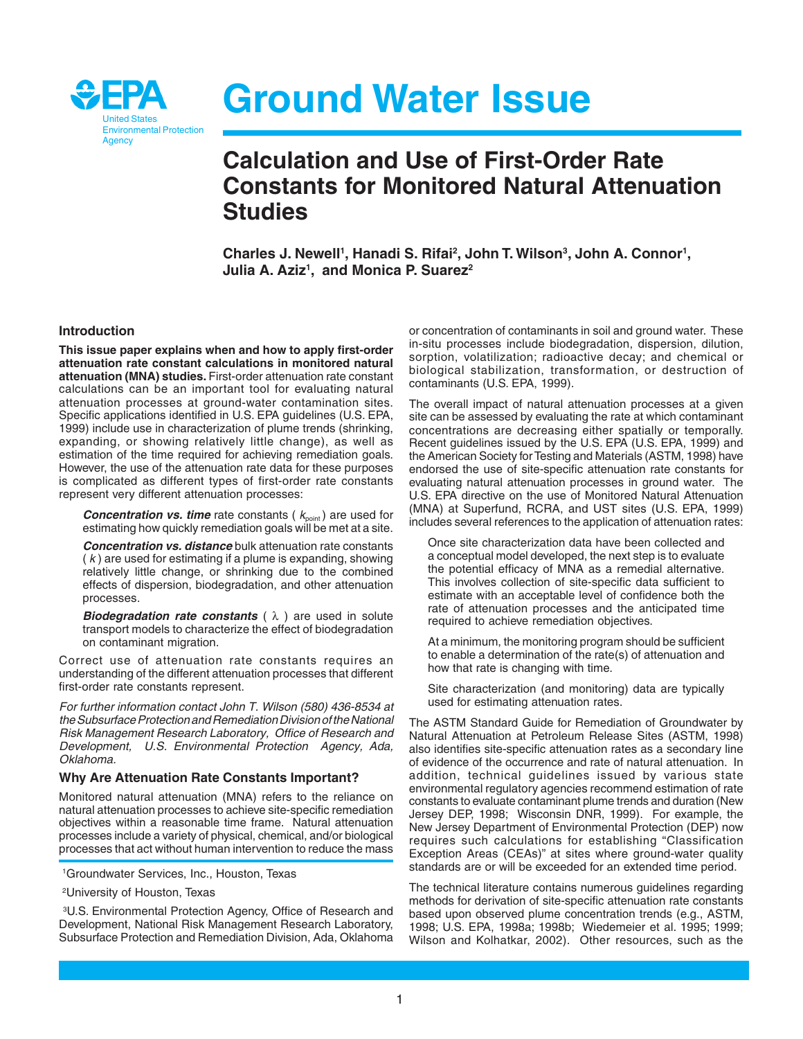United States Environmental Protection Agency

# Ground Water Issue

## Calculation and Use of First-Order Rate Constants for Monitored Natural Attenuation Studies

**Charles J. Newell[1], Hanadi S. Rifai[2], John T. Wilson[3], John A. Connor[1], Julia A. Aziz[1], and Monica P. Suarez[2]**

### Introduction

**This issue paper explains when and how to apply first-order attenuation rate constant calculations in monitored natural attenuation (MNA) studies.** First-order attenuation rate constant calculations can be an important tool for evaluating natural attenuation processes at ground-water contamination sites. Specific applications identified in U.S. EPA guidelines (U.S. EPA, 1999) include use in characterization of plume trends (shrinking, expanding, or showing relatively little change), as well as estimation of the time required for achieving remediation goals. However, the use of the attenuation rate data for these purposes is complicated as different types of first-order rate constants represent very different attenuation processes:

***Concentration vs. time*** rate constants ( $k_{point}$ ) are used for estimating how quickly remediation goals will be met at a site.

***Concentration vs. distance*** bulk attenuation rate constants ( $k$ ) are used for estimating if a plume is expanding, showing relatively little change, or shrinking due to the combined effects of dispersion, biodegradation, and other attenuation processes.

***Biodegradation rate constants*** ( $\lambda$ ) are used in solute transport models to characterize the effect of biodegradation on contaminant migration.

Correct use of attenuation rate constants requires an understanding of the different attenuation processes that different first-order rate constants represent.

*For further information contact John T. Wilson (580) 436-8534 at the Subsurface Protection and Remediation Division of the National Risk Management Research Laboratory, Office of Research and Development, U.S. Environmental Protection Agency, Ada, Oklahoma.*

### Why Are Attenuation Rate Constants Important?

Monitored natural attenuation (MNA) refers to the reliance on natural attenuation processes to achieve site-specific remediation objectives within a reasonable time frame. Natural attenuation processes include a variety of physical, chemical, and/or biological processes that act without human intervention to reduce the mass or concentration of contaminants in soil and ground water. These in-situ processes include biodegradation, dispersion, dilution, sorption, volatilization; radioactive decay; and chemical or biological stabilization, transformation, or destruction of contaminants (U.S. EPA, 1999).

The overall impact of natural attenuation processes at a given site can be assessed by evaluating the rate at which contaminant concentrations are decreasing either spatially or temporally. Recent guidelines issued by the U.S. EPA (U.S. EPA, 1999) and the American Society for Testing and Materials (ASTM, 1998) have endorsed the use of site-specific attenuation rate constants for evaluating natural attenuation processes in ground water. The U.S. EPA directive on the use of Monitored Natural Attenuation (MNA) at Superfund, RCRA, and UST sites (U.S. EPA, 1999) includes several references to the application of attenuation rates:

> Once site characterization data have been collected and a conceptual model developed, the next step is to evaluate the potential efficacy of MNA as a remedial alternative. This involves collection of site-specific data sufficient to estimate with an acceptable level of confidence both the rate of attenuation processes and the anticipated time required to achieve remediation objectives.
>
> At a minimum, the monitoring program should be sufficient to enable a determination of the rate(s) of attenuation and how that rate is changing with time.
>
> Site characterization (and monitoring) data are typically used for estimating attenuation rates.

The ASTM Standard Guide for Remediation of Groundwater by Natural Attenuation at Petroleum Release Sites (ASTM, 1998) also identifies site-specific attenuation rates as a secondary line of evidence of the occurrence and rate of natural attenuation. In addition, technical guidelines issued by various state environmental regulatory agencies recommend estimation of rate constants to evaluate contaminant plume trends and duration (New Jersey DEP, 1998; Wisconsin DNR, 1999). For example, the New Jersey Department of Environmental Protection (DEP) now requires such calculations for establishing "Classification Exception Areas (CEAs)" at sites where ground-water quality standards are or will be exceeded for an extended time period.

The technical literature contains numerous guidelines regarding methods for derivation of site-specific attenuation rate constants based upon observed plume concentration trends (e.g., ASTM, 1998; U.S. EPA, 1998a; 1998b; Wiedemeier et al. 1995; 1999; Wilson and Kolhatkar, 2002). Other resources, such as the

[1]Groundwater Services, Inc., Houston, Texas

[2]University of Houston, Texas

[3]U.S. Environmental Protection Agency, Office of Research and Development, National Risk Management Research Laboratory, Subsurface Protection and Remediation Division, Ada, Oklahoma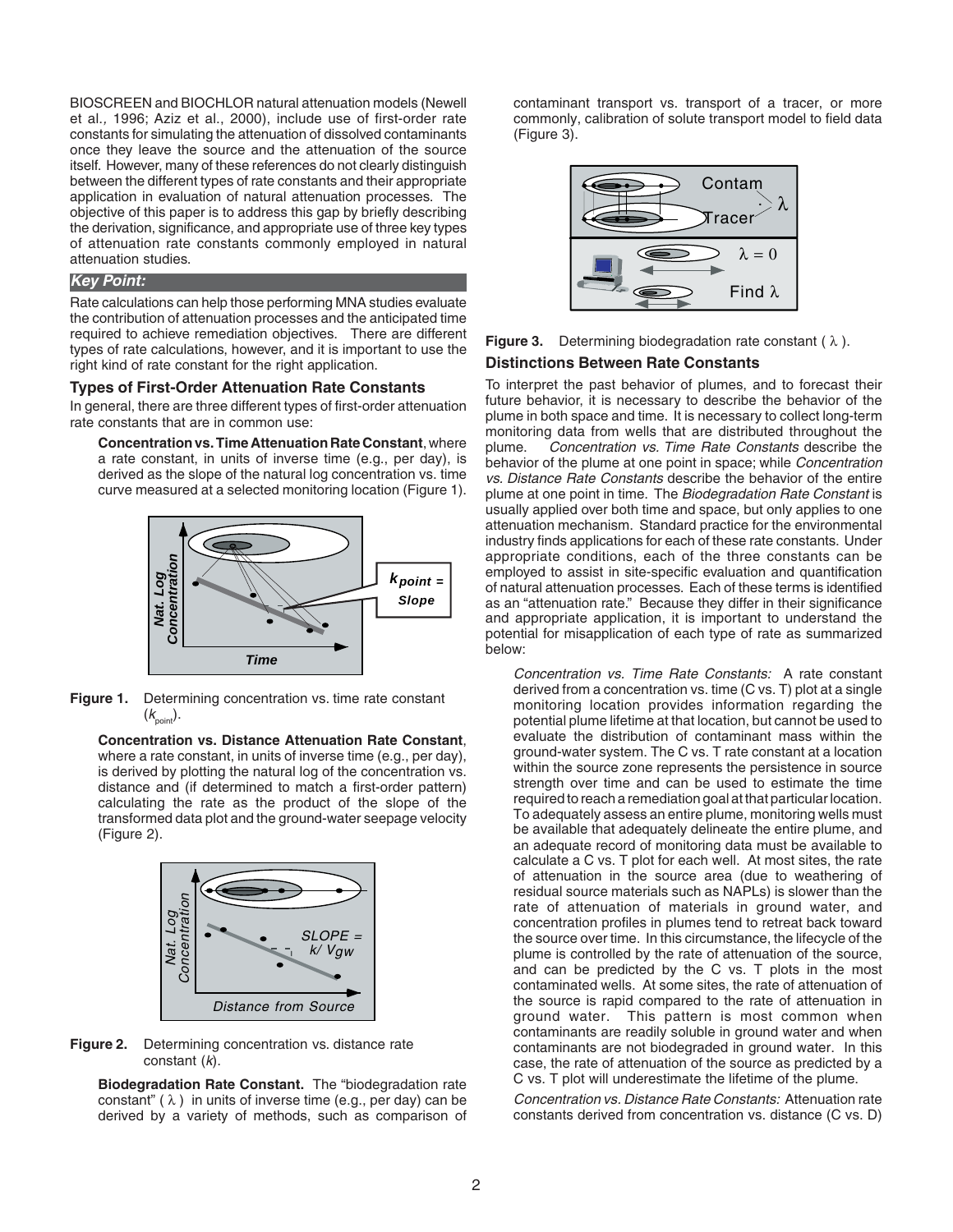BIOSCREEN and BIOCHLOR natural attenuation models (Newell et al., 1996; Aziz et al., 2000), include use of first-order rate constants for simulating the attenuation of dissolved contaminants once they leave the source and the attenuation of the source itself. However, many of these references do not clearly distinguish between the different types of rate constants and their appropriate application in evaluation of natural attenuation processes. The objective of this paper is to address this gap by briefly describing the derivation, significance, and appropriate use of three key types of attenuation rate constants commonly employed in natural attenuation studies.

***Key Point:***

Rate calculations can help those performing MNA studies evaluate the contribution of attenuation processes and the anticipated time required to achieve remediation objectives. There are different types of rate calculations, however, and it is important to use the right kind of rate constant for the right application.

### Types of First-Order Attenuation Rate Constants

In general, there are three different types of first-order attenuation rate constants that are in common use:

**Concentration vs. Time Attenuation Rate Constant**, where a rate constant, in units of inverse time (e.g., per day), is derived as the slope of the natural log concentration vs. time curve measured at a selected monitoring location (Figure 1).

**Figure 1.** Determining concentration vs. time rate constant ($k_{point}$).

**Concentration vs. Distance Attenuation Rate Constant**, where a rate constant, in units of inverse time (e.g., per day), is derived by plotting the natural log of the concentration vs. distance and (if determined to match a first-order pattern) calculating the rate as the product of the slope of the transformed data plot and the ground-water seepage velocity (Figure 2).

**Figure 2.** Determining concentration vs. distance rate constant ($k$).

**Biodegradation Rate Constant.** The "biodegradation rate constant" ( $\lambda$ ) in units of inverse time (e.g., per day) can be derived by a variety of methods, such as comparison of contaminant transport vs. transport of a tracer, or more commonly, calibration of solute transport model to field data (Figure 3).

**Figure 3.** Determining biodegradation rate constant ( $\lambda$ ).

### Distinctions Between Rate Constants

To interpret the past behavior of plumes, and to forecast their future behavior, it is necessary to describe the behavior of the plume in both space and time. It is necessary to collect long-term monitoring data from wells that are distributed throughout the plume. *Concentration vs. Time Rate Constants* describe the behavior of the plume at one point in space; while *Concentration vs. Distance Rate Constants* describe the behavior of the entire plume at one point in time. The *Biodegradation Rate Constant* is usually applied over both time and space, but only applies to one attenuation mechanism. Standard practice for the environmental industry finds applications for each of these rate constants. Under appropriate conditions, each of the three constants can be employed to assist in site-specific evaluation and quantification of natural attenuation processes. Each of these terms is identified as an "attenuation rate." Because they differ in their significance and appropriate application, it is important to understand the potential for misapplication of each type of rate as summarized below:

*Concentration vs. Time Rate Constants:* A rate constant derived from a concentration vs. time (C vs. T) plot at a single monitoring location provides information regarding the potential plume lifetime at that location, but cannot be used to evaluate the distribution of contaminant mass within the ground-water system. The C vs. T rate constant at a location within the source zone represents the persistence in source strength over time and can be used to estimate the time required to reach a remediation goal at that particular location. To adequately assess an entire plume, monitoring wells must be available that adequately delineate the entire plume, and an adequate record of monitoring data must be available to calculate a C vs. T plot for each well. At most sites, the rate of attenuation in the source area (due to weathering of residual source materials such as NAPLs) is slower than the rate of attenuation of materials in ground water, and concentration profiles in plumes tend to retreat back toward the source over time. In this circumstance, the lifecycle of the plume is controlled by the rate of attenuation of the source, and can be predicted by the C vs. T plots in the most contaminated wells. At some sites, the rate of attenuation of the source is rapid compared to the rate of attenuation in ground water. This pattern is most common when contaminants are readily soluble in ground water and when contaminants are not biodegraded in ground water. In this case, the rate of attenuation of the source as predicted by a C vs. T plot will underestimate the lifetime of the plume.

*Concentration vs. Distance Rate Constants:* Attenuation rate constants derived from concentration vs. distance (C vs. D)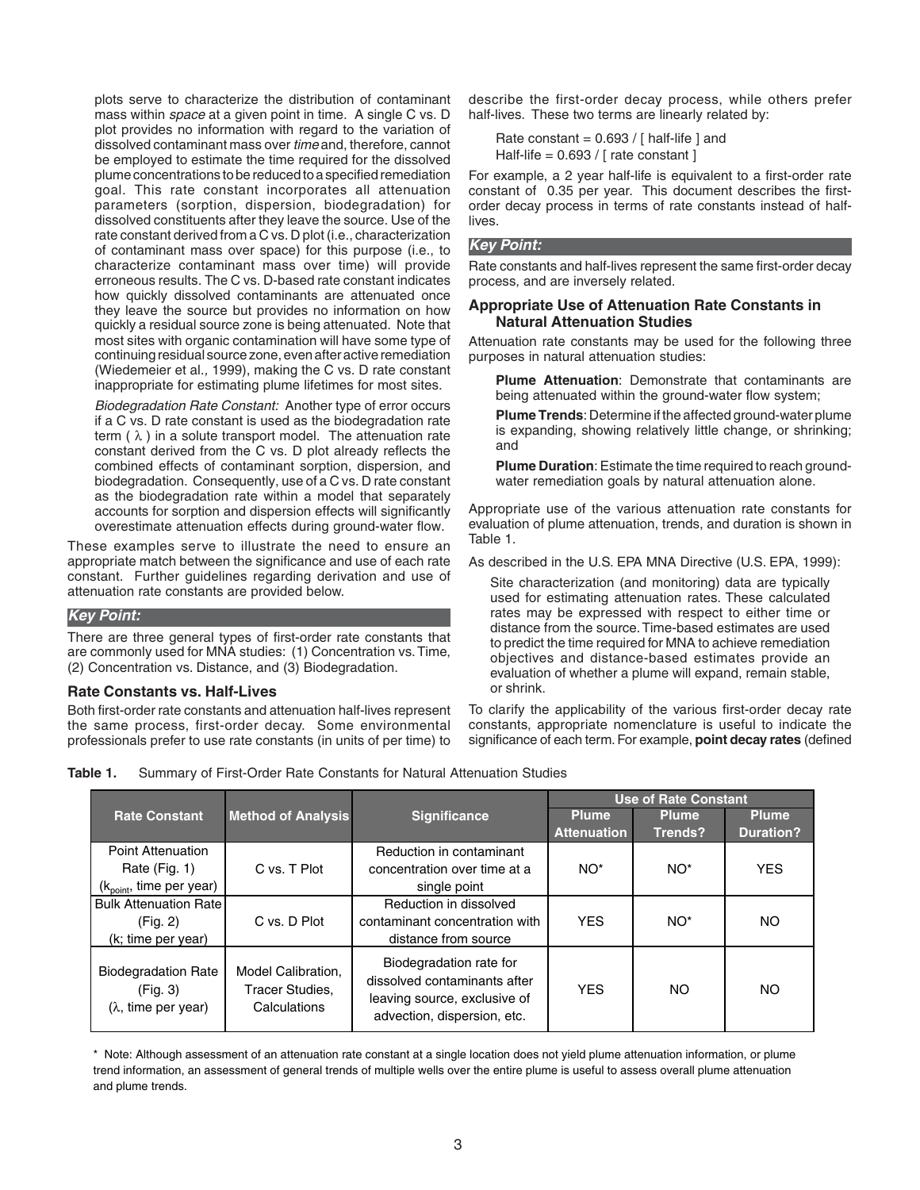plots serve to characterize the distribution of contaminant mass within *space* at a given point in time. A single C vs. D plot provides no information with regard to the variation of dissolved contaminant mass over *time* and, therefore, cannot be employed to estimate the time required for the dissolved plume concentrations to be reduced to a specified remediation goal. This rate constant incorporates all attenuation parameters (sorption, dispersion, biodegradation) for dissolved constituents after they leave the source. Use of the rate constant derived from a C vs. D plot (i.e., characterization of contaminant mass over space) for this purpose (i.e., to characterize contaminant mass over time) will provide erroneous results. The C vs. D-based rate constant indicates how quickly dissolved contaminants are attenuated once they leave the source but provides no information on how quickly a residual source zone is being attenuated. Note that most sites with organic contamination will have some type of continuing residual source zone, even after active remediation (Wiedemeier et al., 1999), making the C vs. D rate constant inappropriate for estimating plume lifetimes for most sites.

*Biodegradation Rate Constant:* Another type of error occurs if a C vs. D rate constant is used as the biodegradation rate term ( $\lambda$ ) in a solute transport model. The attenuation rate constant derived from the C vs. D plot already reflects the combined effects of contaminant sorption, dispersion, and biodegradation. Consequently, use of a C vs. D rate constant as the biodegradation rate within a model that separately accounts for sorption and dispersion effects will significantly overestimate attenuation effects during ground-water flow.

These examples serve to illustrate the need to ensure an appropriate match between the significance and use of each rate constant. Further guidelines regarding derivation and use of attenuation rate constants are provided below.

***Key Point:***

There are three general types of first-order rate constants that are commonly used for MNA studies: (1) Concentration vs. Time, (2) Concentration vs. Distance, and (3) Biodegradation.

### Rate Constants vs. Half-Lives

Both first-order rate constants and attenuation half-lives represent the same process, first-order decay. Some environmental professionals prefer to use rate constants (in units of per time) to describe the first-order decay process, while others prefer half-lives. These two terms are linearly related by:

Rate constant = 0.693 / [ half-life ] and
Half-life = 0.693 / [ rate constant ]

For example, a 2 year half-life is equivalent to a first-order rate constant of 0.35 per year. This document describes the first-order decay process in terms of rate constants instead of half-lives.

***Key Point:***

Rate constants and half-lives represent the same first-order decay process, and are inversely related.

### Appropriate Use of Attenuation Rate Constants in Natural Attenuation Studies

Attenuation rate constants may be used for the following three purposes in natural attenuation studies:

**Plume Attenuation**: Demonstrate that contaminants are being attenuated within the ground-water flow system;

**Plume Trends**: Determine if the affected ground-water plume is expanding, showing relatively little change, or shrinking; and

**Plume Duration**: Estimate the time required to reach ground-water remediation goals by natural attenuation alone.

Appropriate use of the various attenuation rate constants for evaluation of plume attenuation, trends, and duration is shown in Table 1.

As described in the U.S. EPA MNA Directive (U.S. EPA, 1999):

> Site characterization (and monitoring) data are typically used for estimating attenuation rates. These calculated rates may be expressed with respect to either time or distance from the source. Time-based estimates are used to predict the time required for MNA to achieve remediation objectives and distance-based estimates provide an evaluation of whether a plume will expand, remain stable, or shrink.

To clarify the applicability of the various first-order decay rate constants, appropriate nomenclature is useful to indicate the significance of each term. For example, **point decay rates** (defined

**Table 1.** Summary of First-Order Rate Constants for Natural Attenuation Studies

| Rate Constant | Method of Analysis | Significance | Use of Rate Constant | | |
|---|---|---|---|---|---|
| | | | Plume Attenuation | Plume Trends? | Plume Duration? |
| Point Attenuation Rate (Fig. 1) ($k_{point}$, time per year) | C vs. T Plot | Reduction in contaminant concentration over time at a single point | NO* | NO* | YES |
| Bulk Attenuation Rate (Fig. 2) (k; time per year) | C vs. D Plot | Reduction in dissolved contaminant concentration with distance from source | YES | NO* | NO |
| Biodegradation Rate (Fig. 3) ($\lambda$, time per year) | Model Calibration, Tracer Studies, Calculations | Biodegradation rate for dissolved contaminants after leaving source, exclusive of advection, dispersion, etc. | YES | NO | NO |

\* Note: Although assessment of an attenuation rate constant at a single location does not yield plume attenuation information, or plume trend information, an assessment of general trends of multiple wells over the entire plume is useful to assess overall plume attenuation and plume trends.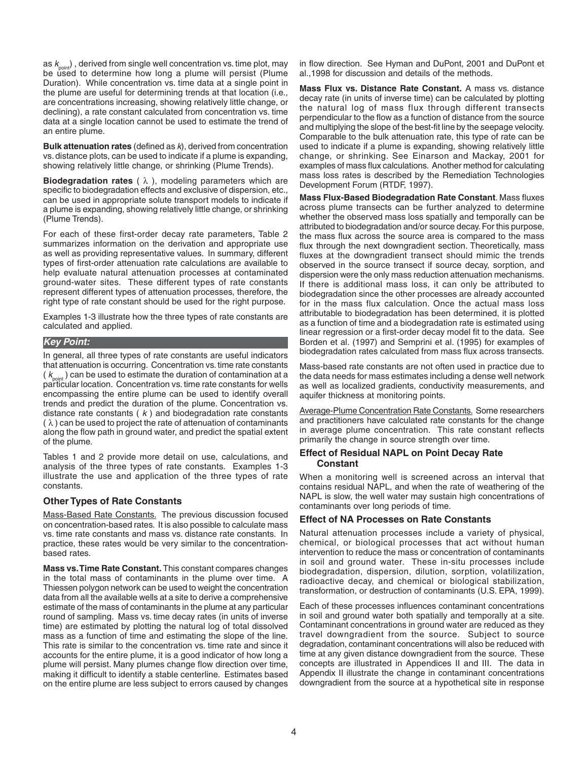as $k_{point}$) , derived from single well concentration vs. time plot, may be used to determine how long a plume will persist (Plume Duration). While concentration vs. time data at a single point in the plume are useful for determining trends at that location (i.e., are concentrations increasing, showing relatively little change, or declining), a rate constant calculated from concentration vs. time data at a single location cannot be used to estimate the trend of an entire plume.

**Bulk attenuation rates** (defined as *k*), derived from concentration vs. distance plots, can be used to indicate if a plume is expanding, showing relatively little change, or shrinking (Plume Trends).

**Biodegradation rates** ( $\lambda$ ), modeling parameters which are specific to biodegradation effects and exclusive of dispersion, etc., can be used in appropriate solute transport models to indicate if a plume is expanding, showing relatively little change, or shrinking (Plume Trends).

For each of these first-order decay rate parameters, Table 2 summarizes information on the derivation and appropriate use as well as providing representative values. In summary, different types of first-order attenuation rate calculations are available to help evaluate natural attenuation processes at contaminated ground-water sites. These different types of rate constants represent different types of attenuation processes, therefore, the right type of rate constant should be used for the right purpose.

Examples 1-3 illustrate how the three types of rate constants are calculated and applied.

***Key Point:***

In general, all three types of rate constants are useful indicators that attenuation is occurring. Concentration vs. time rate constants ( $k_{point}$ ) can be used to estimate the duration of contamination at a particular location. Concentration vs. time rate constants for wells encompassing the entire plume can be used to identify overall trends and predict the duration of the plume. Concentration vs. distance rate constants ( $k$ ) and biodegradation rate constants ( $\lambda$ ) can be used to project the rate of attenuation of contaminants along the flow path in ground water, and predict the spatial extent of the plume.

Tables 1 and 2 provide more detail on use, calculations, and analysis of the three types of rate constants. Examples 1-3 illustrate the use and application of the three types of rate constants.

### Other Types of Rate Constants

Mass-Based Rate Constants. The previous discussion focused on concentration-based rates. It is also possible to calculate mass vs. time rate constants and mass vs. distance rate constants. In practice, these rates would be very similar to the concentration-based rates.

**Mass vs. Time Rate Constant.** This constant compares changes in the total mass of contaminants in the plume over time. A Thiessen polygon network can be used to weight the concentration data from all the available wells at a site to derive a comprehensive estimate of the mass of contaminants in the plume at any particular round of sampling. Mass vs. time decay rates (in units of inverse time) are estimated by plotting the natural log of total dissolved mass as a function of time and estimating the slope of the line. This rate is similar to the concentration vs. time rate and since it accounts for the entire plume, it is a good indicator of how long a plume will persist. Many plumes change flow direction over time, making it difficult to identify a stable centerline. Estimates based on the entire plume are less subject to errors caused by changes in flow direction. See Hyman and DuPont, 2001 and DuPont et al.,1998 for discussion and details of the methods.

**Mass Flux vs. Distance Rate Constant.** A mass vs. distance decay rate (in units of inverse time) can be calculated by plotting the natural log of mass flux through different transects perpendicular to the flow as a function of distance from the source and multiplying the slope of the best-fit line by the seepage velocity. Comparable to the bulk attenuation rate, this type of rate can be used to indicate if a plume is expanding, showing relatively little change, or shrinking. See Einarson and Mackay, 2001 for examples of mass flux calculations. Another method for calculating mass loss rates is described by the Remediation Technologies Development Forum (RTDF, 1997).

**Mass Flux-Based Biodegradation Rate Constant**. Mass fluxes across plume transects can be further analyzed to determine whether the observed mass loss spatially and temporally can be attributed to biodegradation and/or source decay. For this purpose, the mass flux across the source area is compared to the mass flux through the next downgradient section. Theoretically, mass fluxes at the downgradient transect should mimic the trends observed in the source transect if source decay, sorption, and dispersion were the only mass reduction attenuation mechanisms. If there is additional mass loss, it can only be attributed to biodegradation since the other processes are already accounted for in the mass flux calculation. Once the actual mass loss attributable to biodegradation has been determined, it is plotted as a function of time and a biodegradation rate is estimated using linear regression or a first-order decay model fit to the data. See Borden et al. (1997) and Semprini et al. (1995) for examples of biodegradation rates calculated from mass flux across transects.

Mass-based rate constants are not often used in practice due to the data needs for mass estimates including a dense well network as well as localized gradients, conductivity measurements, and aquifer thickness at monitoring points.

Average-Plume Concentration Rate Constants. Some researchers and practitioners have calculated rate constants for the change in average plume concentration. This rate constant reflects primarily the change in source strength over time.

### Effect of Residual NAPL on Point Decay Rate Constant

When a monitoring well is screened across an interval that contains residual NAPL, and when the rate of weathering of the NAPL is slow, the well water may sustain high concentrations of contaminants over long periods of time.

### Effect of NA Processes on Rate Constants

Natural attenuation processes include a variety of physical, chemical, or biological processes that act without human intervention to reduce the mass or concentration of contaminants in soil and ground water. These in-situ processes include biodegradation, dispersion, dilution, sorption, volatilization, radioactive decay, and chemical or biological stabilization, transformation, or destruction of contaminants (U.S. EPA, 1999).

Each of these processes influences contaminant concentrations in soil and ground water both spatially and temporally at a site. Contaminant concentrations in ground water are reduced as they travel downgradient from the source. Subject to source degradation, contaminant concentrations will also be reduced with time at any given distance downgradient from the source. These concepts are illustrated in Appendices II and III. The data in Appendix II illustrate the change in contaminant concentrations downgradient from the source at a hypothetical site in response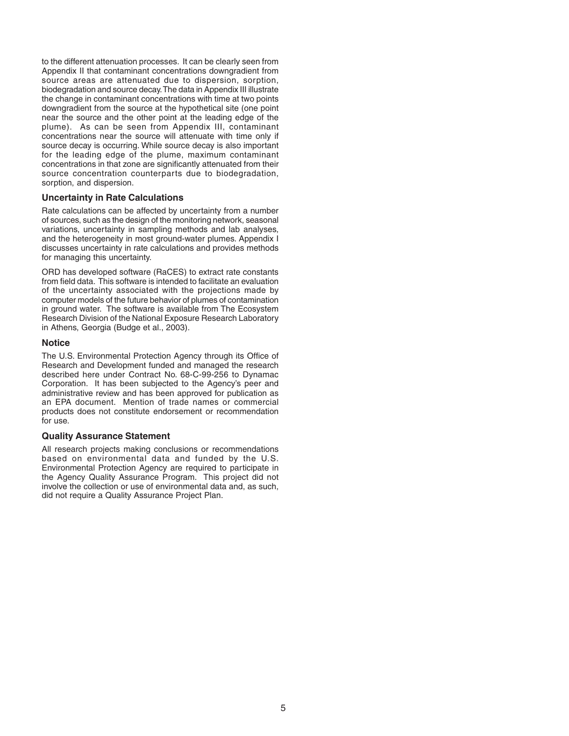to the different attenuation processes. It can be clearly seen from Appendix II that contaminant concentrations downgradient from source areas are attenuated due to dispersion, sorption, biodegradation and source decay. The data in Appendix III illustrate the change in contaminant concentrations with time at two points downgradient from the source at the hypothetical site (one point near the source and the other point at the leading edge of the plume). As can be seen from Appendix III, contaminant concentrations near the source will attenuate with time only if source decay is occurring. While source decay is also important for the leading edge of the plume, maximum contaminant concentrations in that zone are significantly attenuated from their source concentration counterparts due to biodegradation, sorption, and dispersion.

### Uncertainty in Rate Calculations

Rate calculations can be affected by uncertainty from a number of sources, such as the design of the monitoring network, seasonal variations, uncertainty in sampling methods and lab analyses, and the heterogeneity in most ground-water plumes. Appendix I discusses uncertainty in rate calculations and provides methods for managing this uncertainty.

ORD has developed software (RaCES) to extract rate constants from field data. This software is intended to facilitate an evaluation of the uncertainty associated with the projections made by computer models of the future behavior of plumes of contamination in ground water. The software is available from The Ecosystem Research Division of the National Exposure Research Laboratory in Athens, Georgia (Budge et al., 2003).

### Notice

The U.S. Environmental Protection Agency through its Office of Research and Development funded and managed the research described here under Contract No. 68-C-99-256 to Dynamac Corporation. It has been subjected to the Agency's peer and administrative review and has been approved for publication as an EPA document. Mention of trade names or commercial products does not constitute endorsement or recommendation for use.

### Quality Assurance Statement

All research projects making conclusions or recommendations based on environmental data and funded by the U.S. Environmental Protection Agency are required to participate in the Agency Quality Assurance Program. This project did not involve the collection or use of environmental data and, as such, did not require a Quality Assurance Project Plan.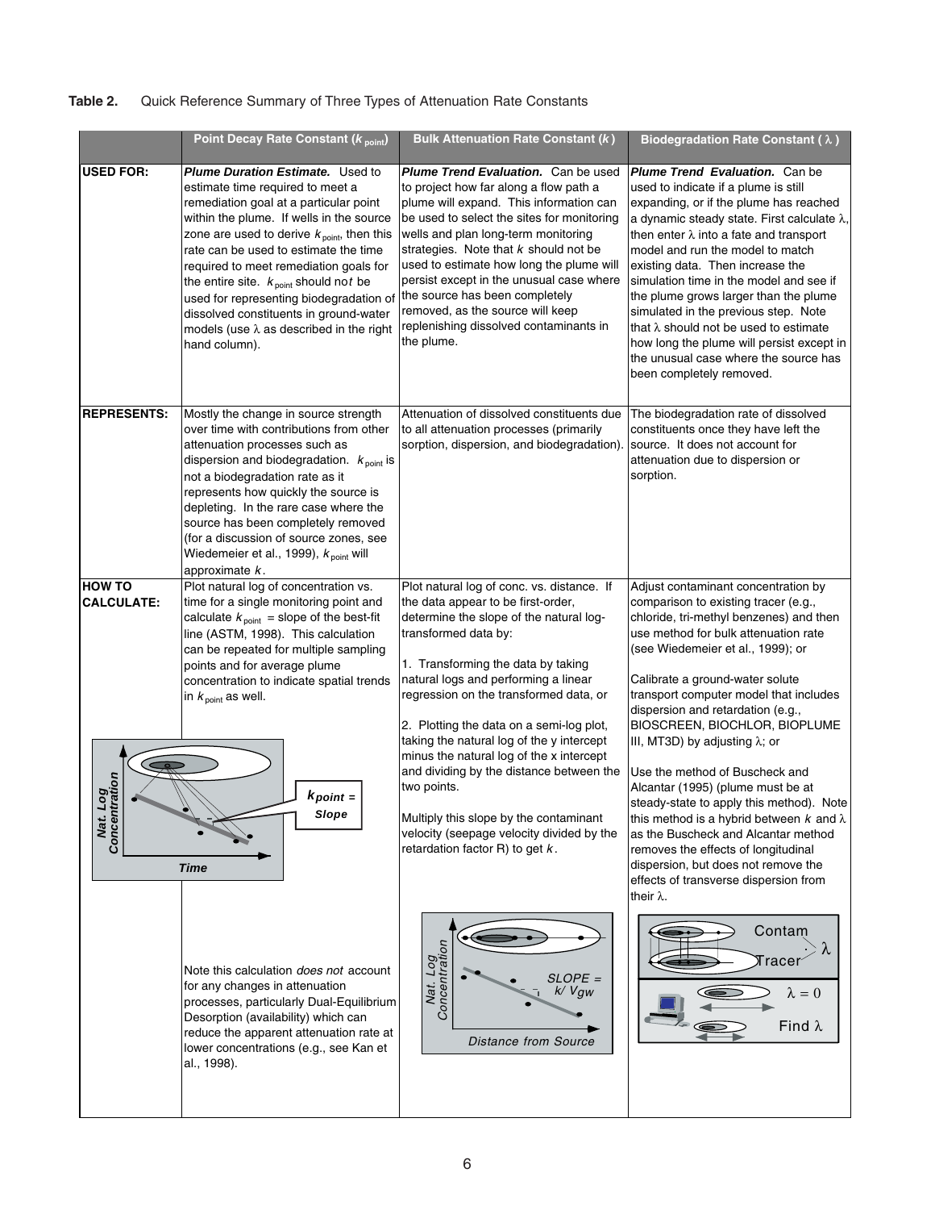**Table 2.** Quick Reference Summary of Three Types of Attenuation Rate Constants

| | Point Decay Rate Constant ($k_{point}$) | Bulk Attenuation Rate Constant ($k$) | Biodegradation Rate Constant ($\lambda$) |
|---|---|---|---|
| **USED FOR:** | ***Plume Duration Estimate.*** Used to estimate time required to meet a remediation goal at a particular point within the plume. If wells in the source zone are used to derive $k_{point}$, then this rate can be used to estimate the time required to meet remediation goals for the entire site. $k_{point}$ should no*t* be used for representing biodegradation of dissolved constituents in ground-water models (use $\lambda$ as described in the right hand column). | ***Plume Trend Evaluation.*** Can be used to project how far along a flow path a plume will expand. This information can be used to select the sites for monitoring wells and plan long-term monitoring strategies. Note that $k$ should not be used to estimate how long the plume will persist except in the unusual case where the source has been completely removed, as the source will keep replenishing dissolved contaminants in the plume. | ***Plume Trend Evaluation.*** Can be used to indicate if a plume is still expanding, or if the plume has reached a dynamic steady state. First calculate $\lambda$, then enter $\lambda$ into a fate and transport model and run the model to match existing data. Then increase the simulation time in the model and see if the plume grows larger than the plume simulated in the previous step. Note that $\lambda$ should not be used to estimate how long the plume will persist except in the unusual case where the source has been completely removed. |
| **REPRESENTS:** | Mostly the change in source strength over time with contributions from other attenuation processes such as dispersion and biodegradation. $k_{point}$ is not a biodegradation rate as it represents how quickly the source is depleting. In the rare case where the source has been completely removed (for a discussion of source zones, see Wiedemeier et al., 1999), $k_{point}$ will approximate $k$. | Attenuation of dissolved constituents due to all attenuation processes (primarily sorption, dispersion, and biodegradation). | The biodegradation rate of dissolved constituents once they have left the source. It does not account for attenuation due to dispersion or sorption. |
| **HOW TO CALCULATE:** | Plot natural log of concentration vs. time for a single monitoring point and calculate $k_{point}$ = slope of the best-fit line (ASTM, 1998). This calculation can be repeated for multiple sampling points and for average plume concentration to indicate spatial trends in $k_{point}$ as well.<br><br>Note this calculation *does not* account for any changes in attenuation processes, particularly Dual-Equilibrium Desorption (availability) which can reduce the apparent attenuation rate at lower concentrations (e.g., see Kan et al., 1998). | Plot natural log of conc. vs. distance. If the data appear to be first-order, determine the slope of the natural log-transformed data by:<br><br>1. Transforming the data by taking natural logs and performing a linear regression on the transformed data, or<br><br>2. Plotting the data on a semi-log plot, taking the natural log of the y intercept minus the natural log of the x intercept and dividing by the distance between the two points.<br><br>Multiply this slope by the contaminant velocity (seepage velocity divided by the retardation factor R) to get $k$. | Adjust contaminant concentration by comparison to existing tracer (e.g., chloride, tri-methyl benzenes) and then use method for bulk attenuation rate (see Wiedemeier et al., 1999); or<br><br>Calibrate a ground-water solute transport computer model that includes dispersion and retardation (e.g., BIOSCREEN, BIOCHLOR, BIOPLUME III, MT3D) by adjusting $\lambda$; or<br><br>Use the method of Buscheck and Alcantar (1995) (plume must be at steady-state to apply this method). Note this method is a hybrid between $k$ and $\lambda$ as the Buscheck and Alcantar method removes the effects of longitudinal dispersion, but does not remove the effects of transverse dispersion from their $\lambda$. |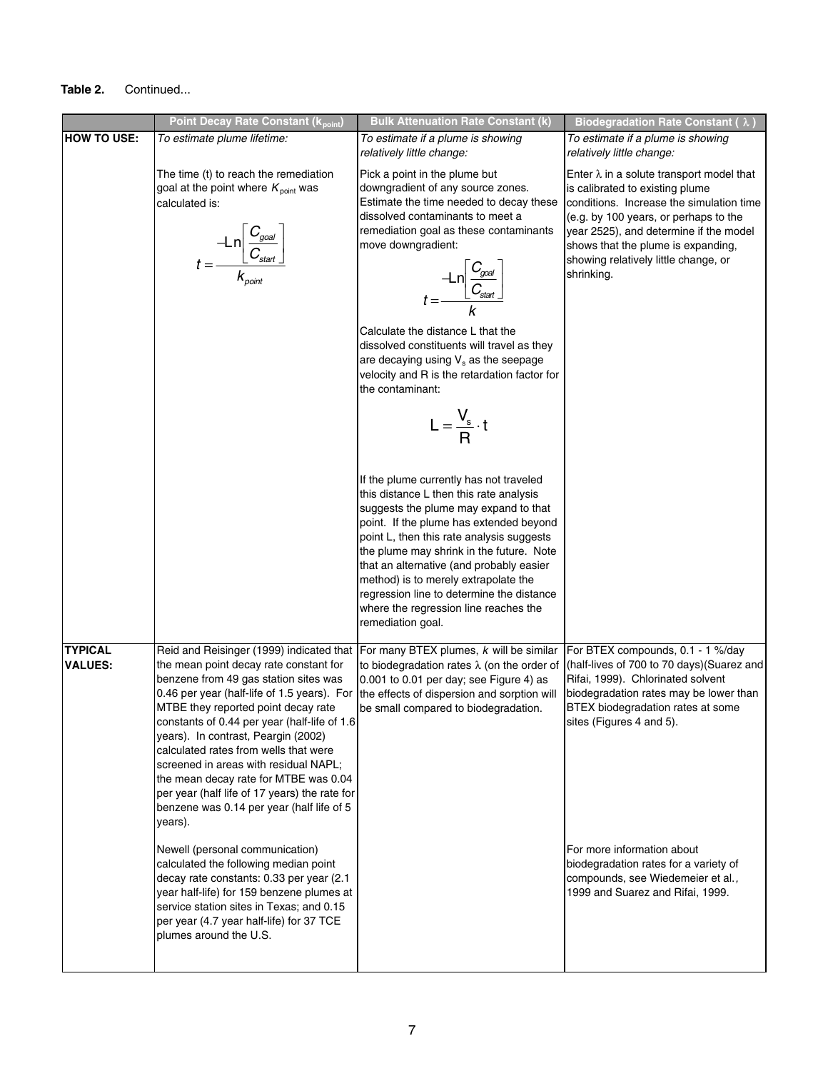**Table 2.** Continued...

| | Point Decay Rate Constant ($k_{point}$) | Bulk Attenuation Rate Constant (k) | Biodegradation Rate Constant ( $\lambda$ ) |
|---|---|---|---|
| **HOW TO USE:** | *To estimate plume lifetime:*<br><br>The time (t) to reach the remediation goal at the point where $K_{point}$ was calculated is:<br><br>$$t = \frac{-\mathrm{Ln}\left[\frac{C_{goal}}{C_{start}}\right]}{k_{point}}$$ | *To estimate if a plume is showing relatively little change:*<br><br>Pick a point in the plume but downgradient of any source zones. Estimate the time needed to decay these dissolved contaminants to meet a remediation goal as these contaminants move downgradient:<br><br>$$t = \frac{-\mathrm{Ln}\left[\frac{C_{goal}}{C_{start}}\right]}{k}$$<br><br>Calculate the distance L that the dissolved constituents will travel as they are decaying using $V_s$ as the seepage velocity and R is the retardation factor for the contaminant:<br><br>$$L = \frac{V_s}{R} \cdot t$$<br><br>If the plume currently has not traveled this distance L then this rate analysis suggests the plume may expand to that point. If the plume has extended beyond point L, then this rate analysis suggests the plume may shrink in the future. Note that an alternative (and probably easier method) is to merely extrapolate the regression line to determine the distance where the regression line reaches the remediation goal. | *To estimate if a plume is showing relatively little change:*<br><br>Enter $\lambda$ in a solute transport model that is calibrated to existing plume conditions. Increase the simulation time (e.g. by 100 years, or perhaps to the year 2525), and determine if the model shows that the plume is expanding, showing relatively little change, or shrinking. |
| **TYPICAL VALUES:** | Reid and Reisinger (1999) indicated that the mean point decay rate constant for benzene from 49 gas station sites was 0.46 per year (half-life of 1.5 years). For MTBE they reported point decay rate constants of 0.44 per year (half-life of 1.6 years). In contrast, Peargin (2002) calculated rates from wells that were screened in areas with residual NAPL; the mean decay rate for MTBE was 0.04 per year (half life of 17 years) the rate for benzene was 0.14 per year (half life of 5 years).<br><br>Newell (personal communication) calculated the following median point decay rate constants: 0.33 per year (2.1 year half-life) for 159 benzene plumes at service station sites in Texas; and 0.15 per year (4.7 year half-life) for 37 TCE plumes around the U.S. | For many BTEX plumes, *k* will be similar to biodegradation rates $\lambda$ (on the order of 0.001 to 0.01 per day; see Figure 4) as the effects of dispersion and sorption will be small compared to biodegradation. | For BTEX compounds, 0.1 - 1 %/day (half-lives of 700 to 70 days)(Suarez and Rifai, 1999). Chlorinated solvent biodegradation rates may be lower than BTEX biodegradation rates at some sites (Figures 4 and 5).<br><br>For more information about biodegradation rates for a variety of compounds, see Wiedemeier et al*.*, 1999 and Suarez and Rifai, 1999. |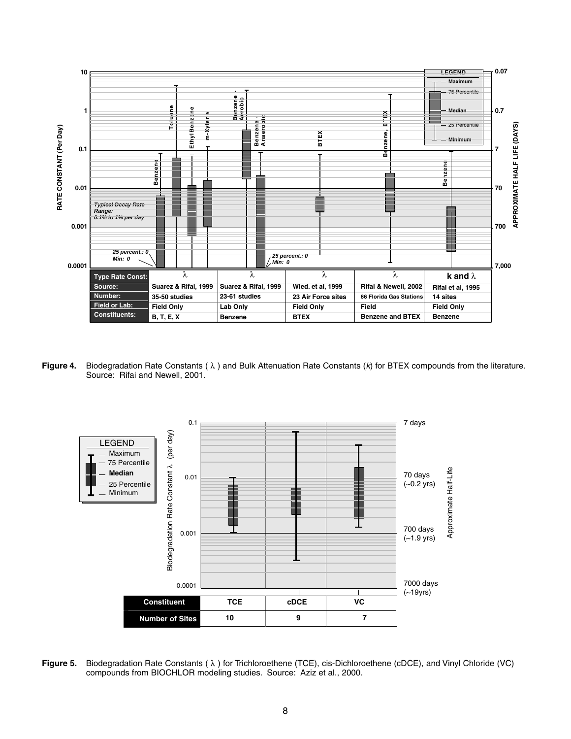| Type Rate Const: | $\lambda$ | $\lambda$ | $\lambda$ | $\lambda$ | **k and $\lambda$** |
|---|---|---|---|---|---|
| **Source:** | **Suarez & Rifai, 1999** | **Suarez & Rifai, 1999** | **Wied. et al, 1999** | **Rifai & Newell, 2002** | **Rifai et al, 1995** |
| **Number:** | **35-50 studies** | **23-61 studies** | **23 Air Force sites** | **66 Florida Gas Stations** | **14 sites** |
| **Field or Lab:** | **Field Only** | **Lab Only** | **Field Only** | **Field** | **Field Only** |
| **Constituents:** | **B, T, E, X** | **Benzene** | **BTEX** | **Benzene and BTEX** | **Benzene** |

**Figure 4.** Biodegradation Rate Constants ( $\lambda$ ) and Bulk Attenuation Rate Constants (*k*) for BTEX compounds from the literature. Source: Rifai and Newell, 2001.

| Constituent | TCE | cDCE | VC |
|---|---|---|---|
| **Number of Sites** | 10 | 9 | 7 |

**Figure 5.** Biodegradation Rate Constants ( $\lambda$ ) for Trichloroethene (TCE), cis-Dichloroethene (cDCE), and Vinyl Chloride (VC) compounds from BIOCHLOR modeling studies. Source: Aziz et al., 2000.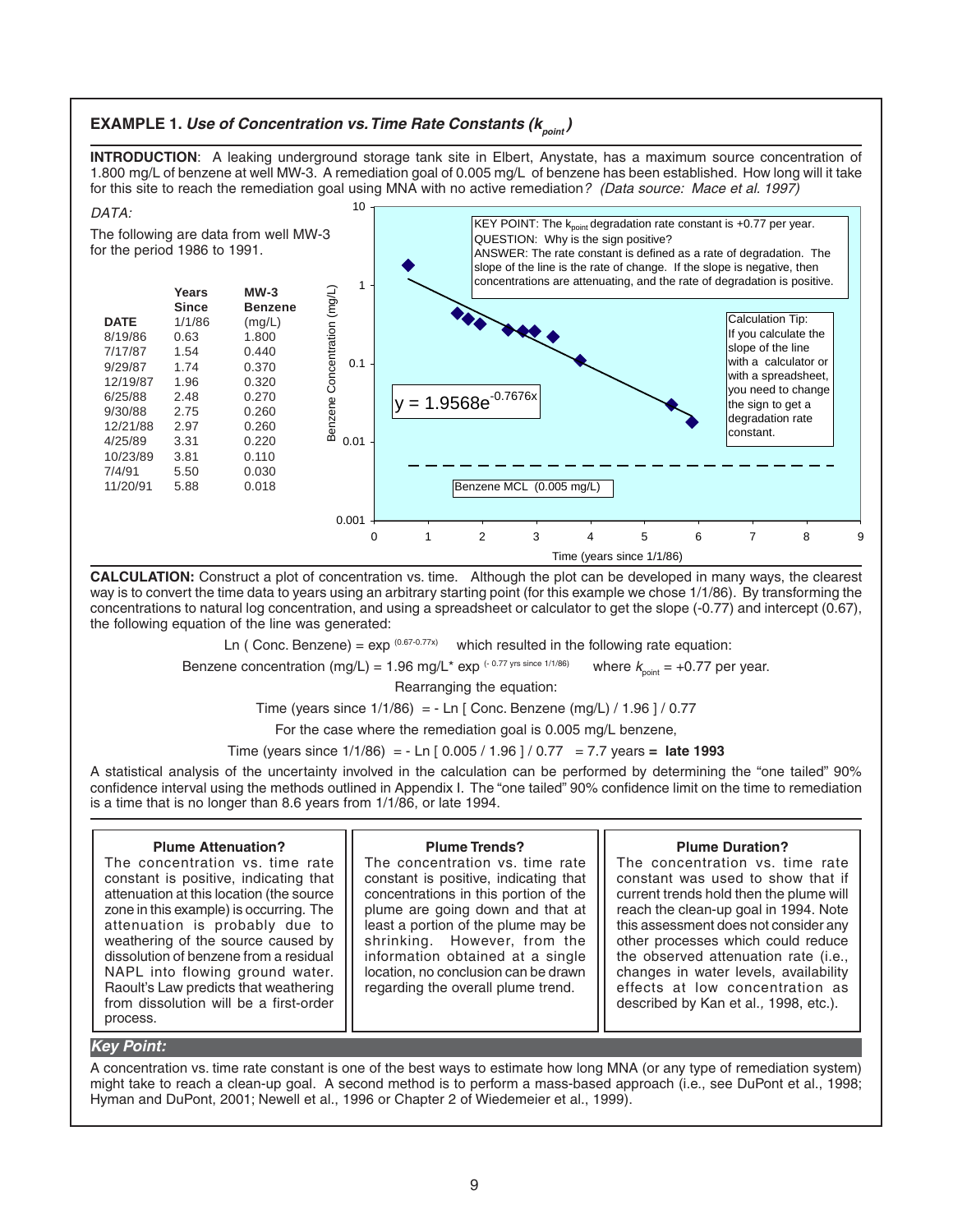## EXAMPLE 1. *Use of Concentration vs. Time Rate Constants ($k_{point}$)*

**INTRODUCTION**: A leaking underground storage tank site in Elbert, Anystate, has a maximum source concentration of 1.800 mg/L of benzene at well MW-3. A remediation goal of 0.005 mg/L of benzene has been established. How long will it take for this site to reach the remediation goal using MNA with no active remediation? *(Data source: Mace et al. 1997)*

*DATA:*

The following are data from well MW-3 for the period 1986 to 1991.

| DATE | Years Since 1/1/86 | MW-3 Benzene (mg/L) |
|---|---|---|
| 8/19/86 | 0.63 | 1.800 |
| 7/17/87 | 1.54 | 0.440 |
| 9/29/87 | 1.74 | 0.370 |
| 12/19/87 | 1.96 | 0.320 |
| 6/25/88 | 2.48 | 0.270 |
| 9/30/88 | 2.75 | 0.260 |
| 12/21/88 | 2.97 | 0.260 |
| 4/25/89 | 3.31 | 0.220 |
| 10/23/89 | 3.81 | 0.110 |
| 7/4/91 | 5.50 | 0.030 |
| 11/20/91 | 5.88 | 0.018 |

KEY POINT: The $k_{point}$ degradation rate constant is +0.77 per year.
QUESTION: Why is the sign positive?
ANSWER: The rate constant is defined as a rate of degradation. The slope of the line is the rate of change. If the slope is negative, then concentrations are attenuating, and the rate of degradation is positive.

$y = 1.9568e^{-0.7676x}$

Calculation Tip: If you calculate the slope of the line with a calculator or with a spreadsheet, you need to change the sign to get a degradation rate constant.

Benzene MCL (0.005 mg/L)

Benzene Concentration (mg/L) vs. Time (years since 1/1/86)

**CALCULATION:** Construct a plot of concentration vs. time. Although the plot can be developed in many ways, the clearest way is to convert the time data to years using an arbitrary starting point (for this example we chose 1/1/86). By transforming the concentrations to natural log concentration, and using a spreadsheet or calculator to get the slope (-0.77) and intercept (0.67), the following equation of the line was generated:

Ln ( Conc. Benzene) = exp $^{(0.67-0.77x)}$ which resulted in the following rate equation:

Benzene concentration (mg/L) = 1.96 mg/L* exp $^{(-0.77 \text{ yrs since } 1/1/86)}$ where $k_{point}$ = +0.77 per year.

Rearranging the equation:

Time (years since 1/1/86) = - Ln [ Conc. Benzene (mg/L) / 1.96 ] / 0.77

For the case where the remediation goal is 0.005 mg/L benzene,

Time (years since 1/1/86) = - Ln [ 0.005 / 1.96 ] / 0.77 = 7.7 years **= late 1993**

A statistical analysis of the uncertainty involved in the calculation can be performed by determining the "one tailed" 90% confidence interval using the methods outlined in Appendix I. The "one tailed" 90% confidence limit on the time to remediation is a time that is no longer than 8.6 years from 1/1/86, or late 1994.

**Plume Attenuation?**
The concentration vs. time rate constant is positive, indicating that attenuation at this location (the source zone in this example) is occurring. The attenuation is probably due to weathering of the source caused by dissolution of benzene from a residual NAPL into flowing ground water. Raoult's Law predicts that weathering from dissolution will be a first-order process.

**Plume Trends?**
The concentration vs. time rate constant is positive, indicating that concentrations in this portion of the plume are going down and that at least a portion of the plume may be shrinking. However, from the information obtained at a single location, no conclusion can be drawn regarding the overall plume trend.

**Plume Duration?**
The concentration vs. time rate constant was used to show that if current trends hold then the plume will reach the clean-up goal in 1994. Note this assessment does not consider any other processes which could reduce the observed attenuation rate (i.e., changes in water levels, availability effects at low concentration as described by Kan et al., 1998, etc.).

***Key Point:***

A concentration vs. time rate constant is one of the best ways to estimate how long MNA (or any type of remediation system) might take to reach a clean-up goal. A second method is to perform a mass-based approach (i.e., see DuPont et al., 1998; Hyman and DuPont, 2001; Newell et al., 1996 or Chapter 2 of Wiedemeier et al., 1999).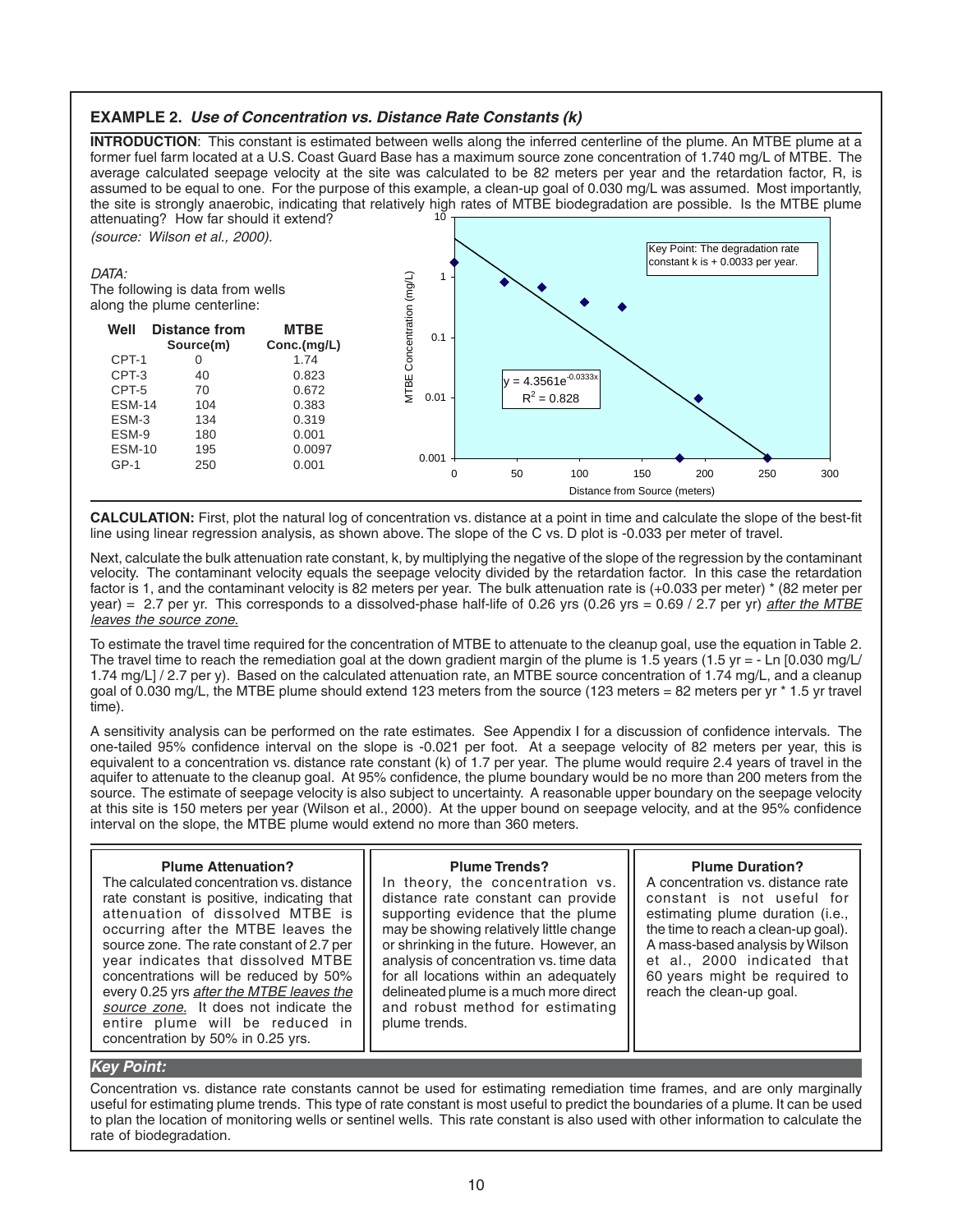## EXAMPLE 2. *Use of Concentration vs. Distance Rate Constants (k)*

**INTRODUCTION**: This constant is estimated between wells along the inferred centerline of the plume. An MTBE plume at a former fuel farm located at a U.S. Coast Guard Base has a maximum source zone concentration of 1.740 mg/L of MTBE. The average calculated seepage velocity at the site was calculated to be 82 meters per year and the retardation factor, R, is assumed to be equal to one. For the purpose of this example, a clean-up goal of 0.030 mg/L was assumed. Most importantly, the site is strongly anaerobic, indicating that relatively high rates of MTBE biodegradation are possible. Is the MTBE plume attenuating? How far should it extend?

*(source: Wilson et al., 2000).*

*DATA:*
The following data from wells along the plume centerline:

| Well | Distance from Source(m) | MTBE Conc.(mg/L) |
|---|---|---|
| CPT-1 | 0 | 1.74 |
| CPT-3 | 40 | 0.823 |
| CPT-5 | 70 | 0.672 |
| ESM-14 | 104 | 0.383 |
| ESM-3 | 134 | 0.319 |
| ESM-9 | 180 | 0.001 |
| ESM-10 | 195 | 0.0097 |
| GP-1 | 250 | 0.001 |

Key Point: The degradation rate constant k is + 0.0033 per year.

$y = 4.3561e^{-0.0333x}$

$R^2 = 0.828$

MTBE Concentration (mg/L) vs. Distance from Source (meters)

**CALCULATION:** First, plot the natural log of concentration vs. distance at a point in time and calculate the slope of the best-fit line using linear regression analysis, as shown above. The slope of the C vs. D plot is -0.033 per meter of travel.

Next, calculate the bulk attenuation rate constant, k, by multiplying the negative of the slope of the regression by the contaminant velocity. The contaminant velocity equals the seepage velocity divided by the retardation factor. In this case the retardation factor is 1, and the contaminant velocity is 82 meters per year. The bulk attenuation rate is (+0.033 per meter) * (82 meter per year) = 2.7 per yr. This corresponds to a dissolved-phase half-life of 0.26 yrs (0.26 yrs = 0.69 / 2.7 per yr) *after the MTBE leaves the source zone.*

To estimate the travel time required for the concentration of MTBE to attenuate to the cleanup goal, use the equation in Table 2. The travel time to reach the remediation goal at the down gradient margin of the plume is 1.5 years (1.5 yr = - Ln [0.030 mg/L/ 1.74 mg/L] / 2.7 per y). Based on the calculated attenuation rate, an MTBE source concentration of 1.74 mg/L, and a cleanup goal of 0.030 mg/L, the MTBE plume should extend 123 meters from the source (123 meters = 82 meters per yr * 1.5 yr travel time).

A sensitivity analysis can be performed on the rate estimates. See Appendix I for a discussion of confidence intervals. The one-tailed 95% confidence interval on the slope is -0.021 per foot. At a seepage velocity of 82 meters per year, this is equivalent to a concentration vs. distance rate constant (k) of 1.7 per year. The plume would require 2.4 years of travel in the aquifer to attenuate to the cleanup goal. At 95% confidence, the plume boundary would be no more than 200 meters from the source. The estimate of seepage velocity is also subject to uncertainty. A reasonable upper boundary on the seepage velocity at this site is 150 meters per year (Wilson et al., 2000). At the upper bound on seepage velocity, and at the 95% confidence interval on the slope, the MTBE plume would extend no more than 360 meters.

**Plume Attenuation?**
The calculated concentration vs. distance rate constant is positive, indicating that attenuation of dissolved MTBE is occurring after the MTBE leaves the source zone. The rate constant of 2.7 per year indicates that dissolved MTBE concentrations will be reduced by 50% every 0.25 yrs *after the MTBE leaves the source zone.* It does not indicate the entire plume will be reduced in concentration by 50% in 0.25 yrs.

**Plume Trends?**
In theory, the concentration vs. distance rate constant can provide supporting evidence that the plume may be showing relatively little change or shrinking in the future. However, an analysis of concentration vs. time data for all locations within an adequately delineated plume is a much more direct and robust method for estimating plume trends.

**Plume Duration?**
A concentration vs. distance rate constant is not useful for estimating plume duration (i.e., the time to reach a clean-up goal). A mass-based analysis by Wilson et al., 2000 indicated that 60 years might be required to reach the clean-up goal.

***Key Point:***

Concentration vs. distance rate constants cannot be used for estimating remediation time frames, and are only marginally useful for estimating plume trends. This type of rate constant is most useful to predict the boundaries of a plume. It can be used to plan the location of monitoring wells or sentinel wells. This rate constant is also used with other information to calculate the rate of biodegradation.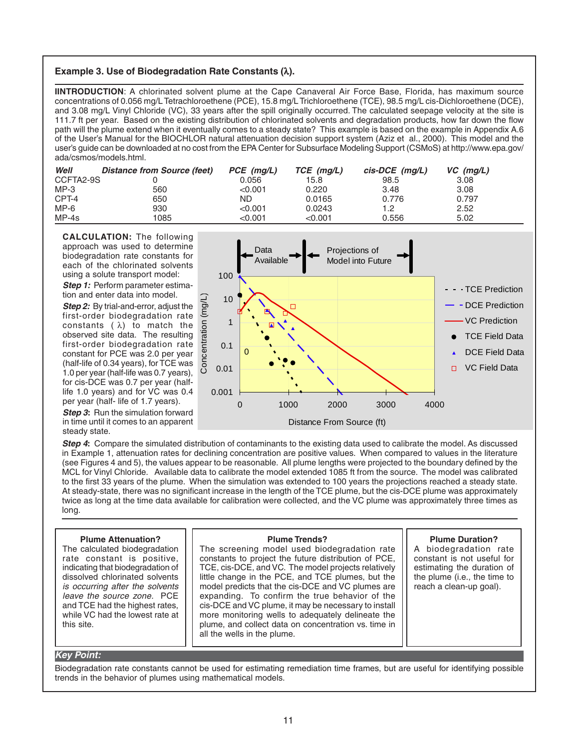### Example 3. Use of Biodegradation Rate Constants (λ).

**IINTRODUCTION**: A chlorinated solvent plume at the Cape Canaveral Air Force Base, Florida, has maximum source concentrations of 0.056 mg/L Tetrachloroethene (PCE), 15.8 mg/L Trichloroethene (TCE), 98.5 mg/L cis-Dichloroethene (DCE), and 3.08 mg/L Vinyl Chloride (VC), 33 years after the spill originally occurred. The calculated seepage velocity at the site is 111.7 ft per year. Based on the existing distribution of chlorinated solvents and degradation products, how far down the flow path will the plume extend when it eventually comes to a steady state? This example is based on the example in Appendix A.6 of the User's Manual for the BIOCHLOR natural attenuation decision support system (Aziz et al., 2000). This model and the user's guide can be downloaded at no cost from the EPA Center for Subsurface Modeling Support (CSMoS) at http://www.epa.gov/ada/csmos/models.html.

| *Well* | *Distance from Source (feet)* | *PCE (mg/L)* | *TCE (mg/L)* | *cis-DCE (mg/L)* | *VC (mg/L)* |
|---|---|---|---|---|---|
| CCFTA2-9S | 0 | 0.056 | 15.8 | 98.5 | 3.08 |
| MP-3 | 560 | <0.001 | 0.220 | 3.48 | 3.08 |
| CPT-4 | 650 | ND | 0.0165 | 0.776 | 0.797 |
| MP-6 | 930 | <0.001 | 0.0243 | 1.2 | 2.52 |
| MP-4s | 1085 | <0.001 | <0.001 | 0.556 | 5.02 |

**CALCULATION:** The following approach was used to determine biodegradation rate constants for each of the chlorinated solvents using a solute transport model:

***Step 1:*** Perform parameter estimation and enter data into model.

***Step 2:*** By trial-and-error, adjust the first-order biodegradation rate constants (λ) to match the observed site data. The resulting first-order biodegradation rate constant for PCE was 2.0 per year (half-life of 0.34 years), for TCE was 1.0 per year (half-life was 0.7 years), for cis-DCE was 0.7 per year (half-life 1.0 years) and for VC was 0.4 per year (half- life of 1.7 years).

***Step 3***: Run the simulation forward in time until it comes to an apparent steady state.

***Step 4***: Compare the simulated distribution of contaminants to the existing data used to calibrate the model. As discussed in Example 1, attenuation rates for declining concentration are positive values. When compared to values in the literature (see Figures 4 and 5), the values appear to be reasonable. All plume lengths were projected to the boundary defined by the MCL for Vinyl Chloride. Available data to calibrate the model extended 1085 ft from the source. The model was calibrated to the first 33 years of the plume. When the simulation was extended to 100 years the projections reached a steady state. At steady-state, there was no significant increase in the length of the TCE plume, but the cis-DCE plume was approximately twice as long at the time data available for calibration were collected, and the VC plume was approximately three times as long.

**Plume Attenuation?**
The calculated biodegradation rate constant is positive, indicating that biodegradation of dissolved chlorinated solvents *is occurring after the solvents leave the source zone.* PCE and TCE had the highest rates, while VC had the lowest rate at this site.

**Plume Trends?**
The screening model used biodegradation rate constants to project the future distribution of PCE, TCE, cis-DCE, and VC. The model projects relatively little change in the PCE, and TCE plumes, but the model predicts that the cis-DCE and VC plumes are expanding. To confirm the true behavior of the cis-DCE and VC plume, it may be necessary to install more monitoring wells to adequately delineate the plume, and collect data on concentration vs. time in all the wells in the plume.

**Plume Duration?**
A biodegradation rate constant is not useful for estimating the duration of the plume (i.e., the time to reach a clean-up goal).

***Key Point:***

Biodegradation rate constants cannot be used for estimating remediation time frames, but are useful for identifying possible trends in the behavior of plumes using mathematical models.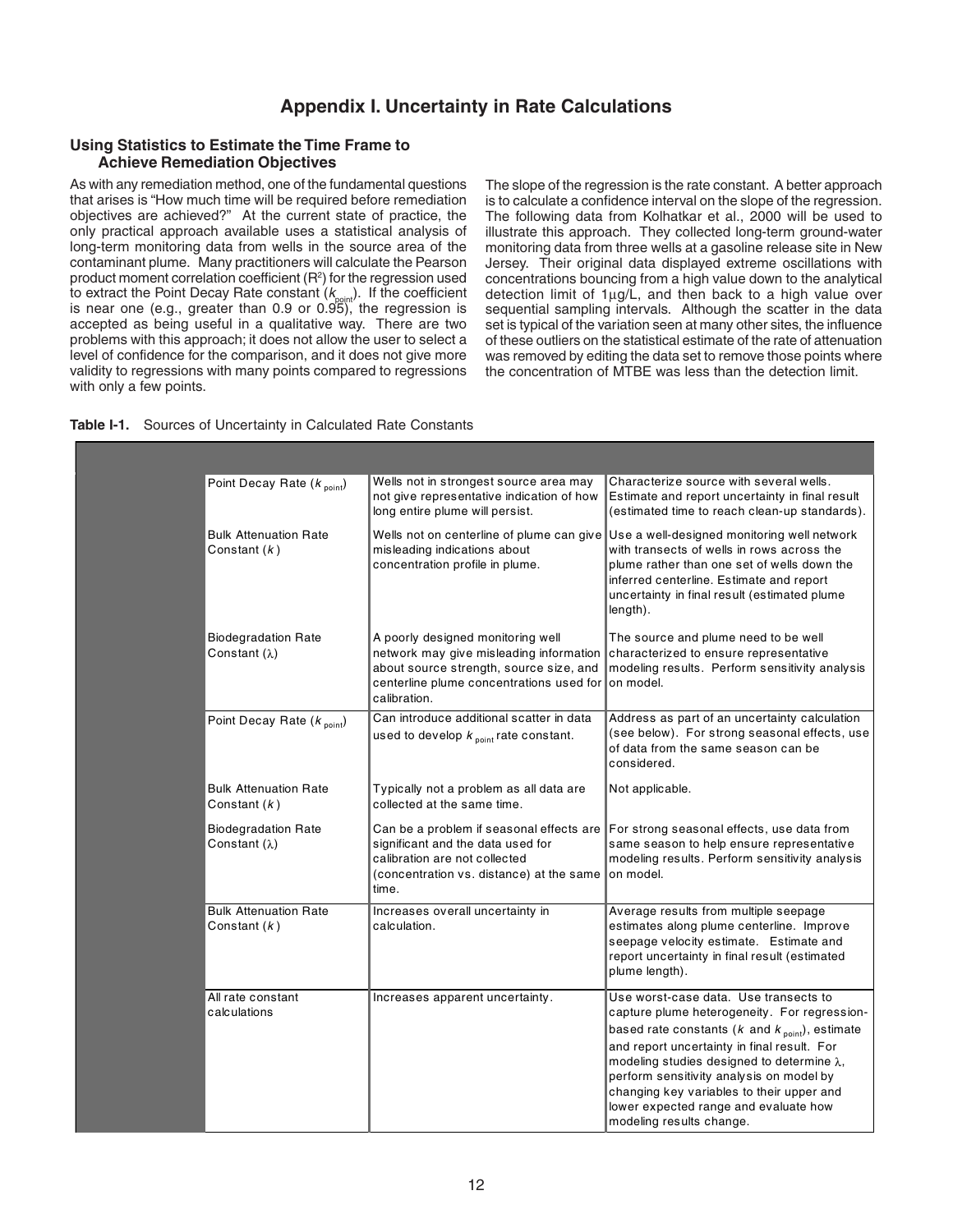# Appendix I. Uncertainty in Rate Calculations

## Using Statistics to Estimate the Time Frame to Achieve Remediation Objectives

As with any remediation method, one of the fundamental questions that arises is "How much time will be required before remediation objectives are achieved?" At the current state of practice, the only practical approach available uses a statistical analysis of long-term monitoring data from wells in the source area of the contaminant plume. Many practitioners will calculate the Pearson product moment correlation coefficient ($R^2$) for the regression used to extract the Point Decay Rate constant ($k_{point}$). If the coefficient is near one (e.g., greater than 0.9 or 0.95), the regression is accepted as being useful in a qualitative way. There are two problems with this approach; it does not allow the user to select a level of confidence for the comparison, and it does not give more validity to regressions with many points compared to regressions with only a few points.

The slope of the regression is the rate constant. A better approach is to calculate a confidence interval on the slope of the regression. The following data from Kolhatkar et al., 2000 will be used to illustrate this approach. They collected long-term ground-water monitoring data from three wells at a gasoline release site in New Jersey. Their original data displayed extreme oscillations with concentrations bouncing from a high value down to the analytical detection limit of 1µg/L, and then back to a high value over sequential sampling intervals. Although the scatter in the data set is typical of the variation seen at many other sites, the influence of these outliers on the statistical estimate of the rate of attenuation was removed by editing the data set to remove those points where the concentration of MTBE was less than the detection limit.

**Table I-1.** Sources of Uncertainty in Calculated Rate Constants

| | | | |
|---|---|---|---|
| | Point Decay Rate ($k_{point}$) | Wells not in strongest source area may not give representative indication of how long entire plume will persist. | Characterize source with several wells. Estimate and report uncertainty in final result (estimated time to reach clean-up standards). |
| | Bulk Attenuation Rate Constant ($k$) | Wells not on centerline of plume can give misleading indications about concentration profile in plume. | Use a well-designed monitoring well network with transects of wells in rows across the plume rather than one set of wells down the inferred centerline. Estimate and report uncertainty in final result (estimated plume length). |
| | Biodegradation Rate Constant ($\lambda$) | A poorly designed monitoring well network may give misleading information about source strength, source size, and centerline plume concentrations used for calibration. | The source and plume need to be well characterized to ensure representative modeling results. Perform sensitivity analysis on model. |
| | Point Decay Rate ($k_{point}$) | Can introduce additional scatter in data used to develop $k_{point}$ rate constant. | Address as part of an uncertainty calculation (see below). For strong seasonal effects, use of data from the same season can be considered. |
| | Bulk Attenuation Rate Constant ($k$) | Typically not a problem as all data are collected at the same time. | Not applicable. |
| | Biodegradation Rate Constant ($\lambda$) | Can be a problem if seasonal effects are significant and the data used for calibration are not collected (concentration vs. distance) at the same time. | For strong seasonal effects, use data from same season to help ensure representative modeling results. Perform sensitivity analysis on model. |
| | Bulk Attenuation Rate Constant ($k$) | Increases overall uncertainty in calculation. | Average results from multiple seepage estimates along plume centerline. Improve seepage velocity estimate. Estimate and report uncertainty in final result (estimated plume length). |
| | All rate constant calculations | Increases apparent uncertainty. | Use worst-case data. Use transects to capture plume heterogeneity. For regression-based rate constants ($k$ and $k_{point}$), estimate and report uncertainty in final result. For modeling studies designed to determine $\lambda$, perform sensitivity analysis on model by changing key variables to their upper and lower expected range and evaluate how modeling results change. |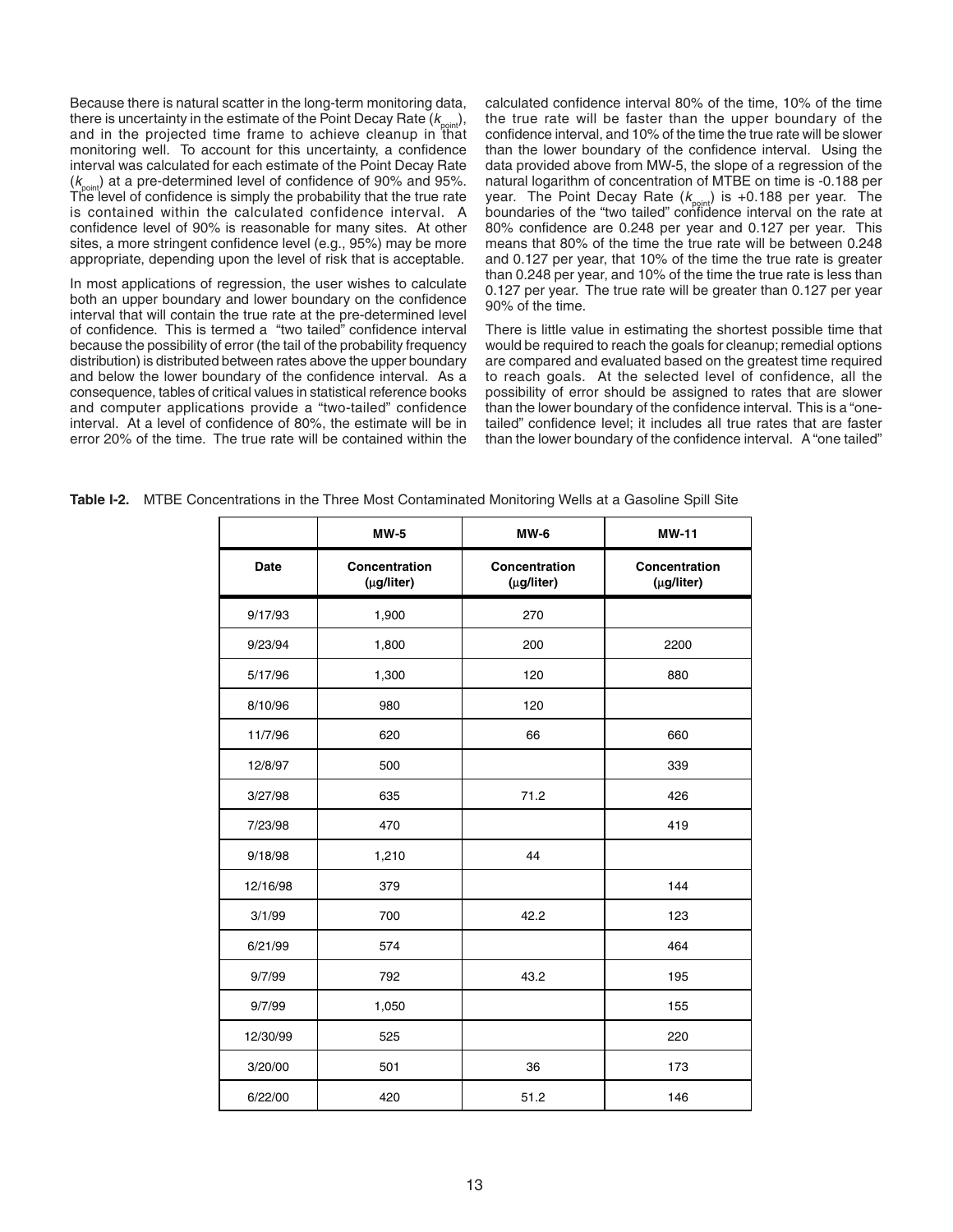Because there is natural scatter in the long-term monitoring data, there is uncertainty in the estimate of the Point Decay Rate ($k_{point}$), and in the projected time frame to achieve cleanup in that monitoring well. To account for this uncertainty, a confidence interval was calculated for each estimate of the Point Decay Rate ($k_{point}$) at a pre-determined level of confidence of 90% and 95%. The level of confidence is simply the probability that the true rate is contained within the calculated confidence interval. A confidence level of 90% is reasonable for many sites. At other sites, a more stringent confidence level (e.g., 95%) may be more appropriate, depending upon the level of risk that is acceptable.

In most applications of regression, the user wishes to calculate both an upper boundary and lower boundary on the confidence interval that will contain the true rate at the pre-determined level of confidence. This is termed a "two tailed" confidence interval because the possibility of error (the tail of the probability frequency distribution) is distributed between rates above the upper boundary and below the lower boundary of the confidence interval. As a consequence, tables of critical values in statistical reference books and computer applications provide a "two-tailed" confidence interval. At a level of confidence of 80%, the estimate will be in error 20% of the time. The true rate will be contained within the calculated confidence interval 80% of the time, 10% of the time the true rate will be faster than the upper boundary of the confidence interval, and 10% of the time the true rate will be slower than the lower boundary of the confidence interval. Using the data provided above from MW-5, the slope of a regression of the natural logarithm of concentration of MTBE on time is -0.188 per year. The Point Decay Rate ($k_{point}$) is +0.188 per year. The boundaries of the "two tailed" confidence interval on the rate at 80% confidence are 0.248 per year and 0.127 per year. This means that 80% of the time the true rate will be between 0.248 and 0.127 per year, that 10% of the time the true rate is greater than 0.248 per year, and 10% of the time the true rate is less than 0.127 per year. The true rate will be greater than 0.127 per year 90% of the time.

There is little value in estimating the shortest possible time that would be required to reach the goals for cleanup; remedial options are compared and evaluated based on the greatest time required to reach goals. At the selected level of confidence, all the possibility of error should be assigned to rates that are slower than the lower boundary of the confidence interval. This is a "one-tailed" confidence level; it includes all true rates that are faster than the lower boundary of the confidence interval. A "one tailed"

**Table I-2.** MTBE Concentrations in the Three Most Contaminated Monitoring Wells at a Gasoline Spill Site

| | MW-5 | MW-6 | MW-11 |
|---|---|---|---|
| **Date** | **Concentration (μg/liter)** | **Concentration (μg/liter)** | **Concentration (μg/liter)** |
| 9/17/93 | 1,900 | 270 | |
| 9/23/94 | 1,800 | 200 | 2200 |
| 5/17/96 | 1,300 | 120 | 880 |
| 8/10/96 | 980 | 120 | |
| 11/7/96 | 620 | 66 | 660 |
| 12/8/97 | 500 | | 339 |
| 3/27/98 | 635 | 71.2 | 426 |
| 7/23/98 | 470 | | 419 |
| 9/18/98 | 1,210 | 44 | |
| 12/16/98 | 379 | | 144 |
| 3/1/99 | 700 | 42.2 | 123 |
| 6/21/99 | 574 | | 464 |
| 9/7/99 | 792 | 43.2 | 195 |
| 9/7/99 | 1,050 | | 155 |
| 12/30/99 | 525 | | 220 |
| 3/20/00 | 501 | 36 | 173 |
| 6/22/00 | 420 | 51.2 | 146 |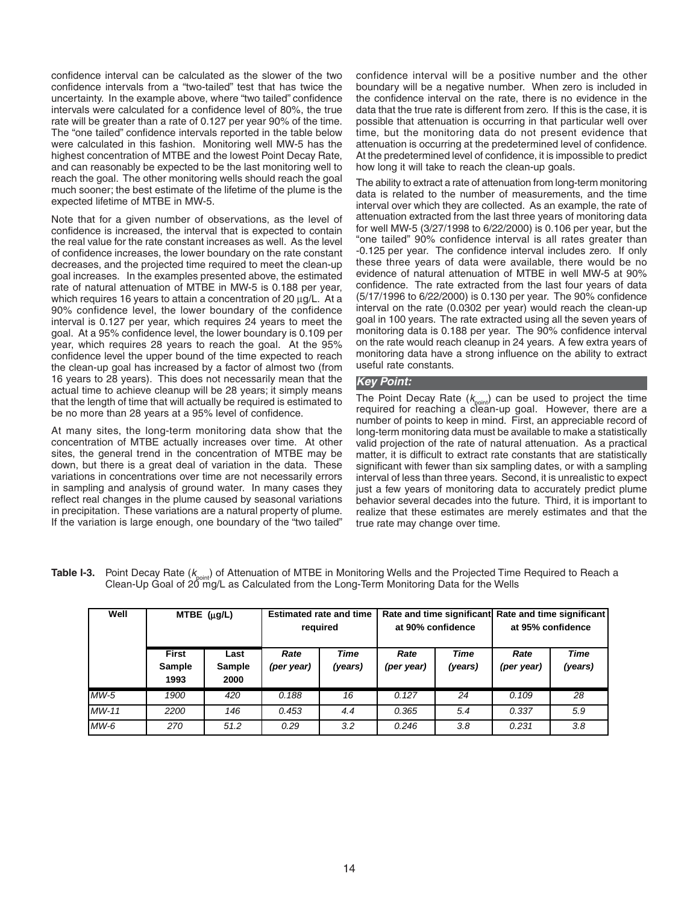confidence interval can be calculated as the slower of the two confidence intervals from a "two-tailed" test that has twice the uncertainty. In the example above, where "two tailed" confidence intervals were calculated for a confidence level of 80%, the true rate will be greater than a rate of 0.127 per year 90% of the time. The "one tailed" confidence intervals reported in the table below were calculated in this fashion. Monitoring well MW-5 has the highest concentration of MTBE and the lowest Point Decay Rate, and can reasonably be expected to be the last monitoring well to reach the goal. The other monitoring wells should reach the goal much sooner; the best estimate of the lifetime of the plume is the expected lifetime of MTBE in MW-5.

Note that for a given number of observations, as the level of confidence is increased, the interval that is expected to contain the real value for the rate constant increases as well. As the level of confidence increases, the lower boundary on the rate constant decreases, and the projected time required to meet the clean-up goal increases. In the examples presented above, the estimated rate of natural attenuation of MTBE in MW-5 is 0.188 per year, which requires 16 years to attain a concentration of 20 μg/L. At a 90% confidence level, the lower boundary of the confidence interval is 0.127 per year, which requires 24 years to meet the goal. At a 95% confidence level, the lower boundary is 0.109 per year, which requires 28 years to reach the goal. At the 95% confidence level the upper bound of the time expected to reach the clean-up goal has increased by a factor of almost two (from 16 years to 28 years). This does not necessarily mean that the actual time to achieve cleanup will be 28 years; it simply means that the length of time that will actually be required is estimated to be no more than 28 years at a 95% level of confidence.

At many sites, the long-term monitoring data show that the concentration of MTBE actually increases over time. At other sites, the general trend in the concentration of MTBE may be down, but there is a great deal of variation in the data. These variations in concentrations over time are not necessarily errors in sampling and analysis of ground water. In many cases they reflect real changes in the plume caused by seasonal variations in precipitation. These variations are a natural property of plume. If the variation is large enough, one boundary of the "two tailed" confidence interval will be a positive number and the other boundary will be a negative number. When zero is included in the confidence interval on the rate, there is no evidence in the data that the true rate is different from zero. If this is the case, it is possible that attenuation is occurring in that particular well over time, but the monitoring data do not present evidence that attenuation is occurring at the predetermined level of confidence. At the predetermined level of confidence, it is impossible to predict how long it will take to reach the clean-up goals.

The ability to extract a rate of attenuation from long-term monitoring data is related to the number of measurements, and the time interval over which they are collected. As an example, the rate of attenuation extracted from the last three years of monitoring data for well MW-5 (3/27/1998 to 6/22/2000) is 0.106 per year, but the "one tailed" 90% confidence interval is all rates greater than -0.125 per year. The confidence interval includes zero. If only these three years of data were available, there would be no evidence of natural attenuation of MTBE in well MW-5 at 90% confidence. The rate extracted from the last four years of data (5/17/1996 to 6/22/2000) is 0.130 per year. The 90% confidence interval on the rate (0.0302 per year) would reach the clean-up goal in 100 years. The rate extracted using all the seven years of monitoring data is 0.188 per year. The 90% confidence interval on the rate would reach cleanup in 24 years. A few extra years of monitoring data have a strong influence on the ability to extract useful rate constants.

***Key Point:***

The Point Decay Rate ($k_{point}$) can be used to project the time required for reaching a clean-up goal. However, there are a number of points to keep in mind. First, an appreciable record of long-term monitoring data must be available to make a statistically valid projection of the rate of natural attenuation. As a practical matter, it is difficult to extract rate constants that are statistically significant with fewer than six sampling dates, or with a sampling interval of less than three years. Second, it is unrealistic to expect just a few years of monitoring data to accurately predict plume behavior several decades into the future. Third, it is important to realize that these estimates are merely estimates and that the true rate may change over time.

**Table I-3.** Point Decay Rate ($k_{point}$) of Attenuation of MTBE in Monitoring Wells and the Projected Time Required to Reach a Clean-Up Goal of 20 mg/L as Calculated from the Long-Term Monitoring Data for the Wells

| Well | MTBE (μg/L) | | Estimated rate and time required | | Rate and time significant at 90% confidence | | Rate and time significant at 95% confidence | |
|---|---|---|---|---|---|---|---|---|
| | First Sample 1993 | Last Sample 2000 | *Rate (per year)* | *Time (years)* | *Rate (per year)* | *Time (years)* | *Rate (per year)* | *Time (years)* |
| *MW-5* | *1900* | *420* | *0.188* | *16* | *0.127* | *24* | *0.109* | *28* |
| *MW-11* | *2200* | *146* | *0.453* | *4.4* | *0.365* | *5.4* | *0.337* | *5.9* |
| *MW-6* | *270* | *51.2* | *0.29* | *3.2* | *0.246* | *3.8* | *0.231* | *3.8* |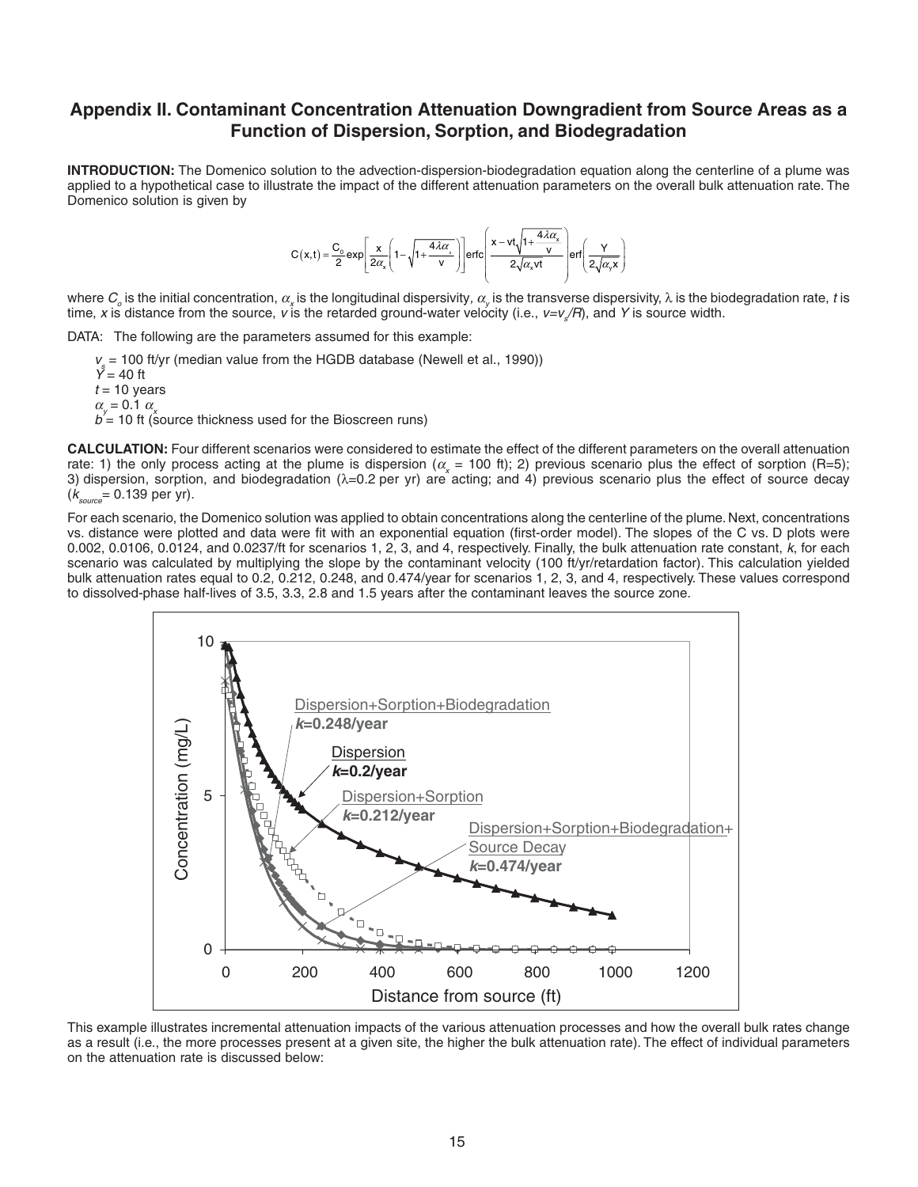## Appendix II. Contaminant Concentration Attenuation Downgradient from Source Areas as a Function of Dispersion, Sorption, and Biodegradation

**INTRODUCTION:** The Domenico solution to the advection-dispersion-biodegradation equation along the centerline of a plume was applied to a hypothetical case to illustrate the impact of the different attenuation parameters on the overall bulk attenuation rate. The Domenico solution is given by

$$C(x,t) = \frac{C_o}{2}\exp\left[\frac{x}{2\alpha_x}\left(1-\sqrt{1+\frac{4\lambda\alpha_x}{v}}\right)\right]\operatorname{erfc}\left(\frac{x - vt\sqrt{1+\frac{4\lambda\alpha_x}{v}}}{2\sqrt{\alpha_x vt}}\right)\operatorname{erf}\left(\frac{Y}{2\sqrt{\alpha_y x}}\right)$$

where $C_o$ is the initial concentration, $\alpha_x$ is the longitudinal dispersivity, $\alpha_y$ is the transverse dispersivity, $\lambda$ is the biodegradation rate, $t$ is time, $x$ is distance from the source, $v$ is the retarded ground-water velocity (i.e., $v=v_s/R$), and $Y$ is source width.

DATA: The following are the parameters assumed for this example:

$v_s$ = 100 ft/yr (median value from the HGDB database (Newell et al., 1990))
$Y$ = 40 ft
$t$ = 10 years
$\alpha_y = 0.1\ \alpha_x$
$b$ = 10 ft (source thickness used for the Bioscreen runs)

**CALCULATION:** Four different scenarios were considered to estimate the effect of the different parameters on the overall attenuation rate: 1) the only process acting at the plume is dispersion ($\alpha_x$ = 100 ft); 2) previous scenario plus the effect of sorption (R=5); 3) dispersion, sorption, and biodegradation ($\lambda$=0.2 per yr) are acting; and 4) previous scenario plus the effect of source decay ($k_{source}$= 0.139 per yr).

For each scenario, the Domenico solution was applied to obtain concentrations along the centerline of the plume. Next, concentrations vs. distance were plotted and data were fit with an exponential equation (first-order model). The slopes of the C vs. D plots were 0.002, 0.0106, 0.0124, and 0.0237/ft for scenarios 1, 2, 3, and 4, respectively. Finally, the bulk attenuation rate constant, *k*, for each scenario was calculated by multiplying the slope by the contaminant velocity (100 ft/yr/retardation factor). This calculation yielded bulk attenuation rates equal to 0.2, 0.212, 0.248, and 0.474/year for scenarios 1, 2, 3, and 4, respectively. These values correspond to dissolved-phase half-lives of 3.5, 3.3, 2.8 and 1.5 years after the contaminant leaves the source zone.

This example illustrates incremental attenuation impacts of the various attenuation processes and how the overall bulk rates change as a result (i.e., the more processes present at a given site, the higher the bulk attenuation rate). The effect of individual parameters on the attenuation rate is discussed below: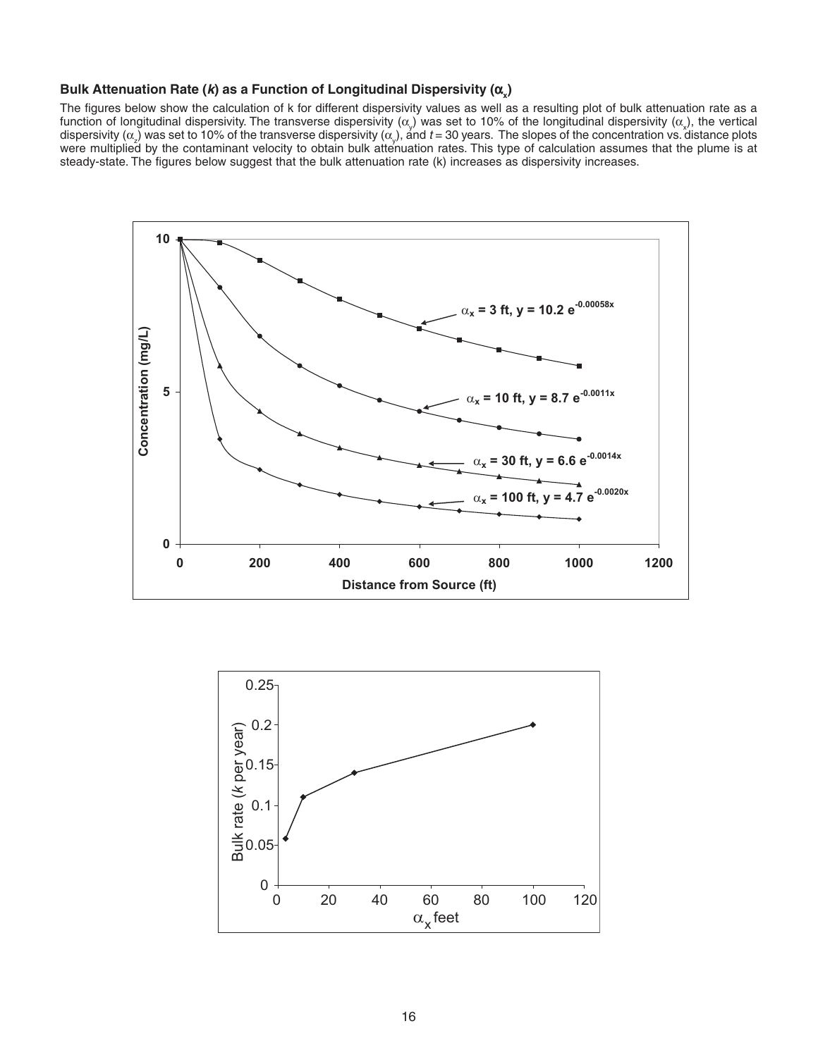### Bulk Attenuation Rate (*k*) as a Function of Longitudinal Dispersivity ($\alpha_x$)

The figures below show the calculation of k for different dispersivity values as well as a resulting plot of bulk attenuation rate as a function of longitudinal dispersivity. The transverse dispersivity ($\alpha_y$) was set to 10% of the longitudinal dispersivity ($\alpha_x$), the vertical dispersivity ($\alpha_z$) was set to 10% of the transverse dispersivity ($\alpha_y$), and $t$ = 30 years. The slopes of the concentration vs. distance plots were multiplied by the contaminant velocity to obtain bulk attenuation rates. This type of calculation assumes that the plume is at steady-state. The figures below suggest that the bulk attenuation rate (k) increases as dispersivity increases.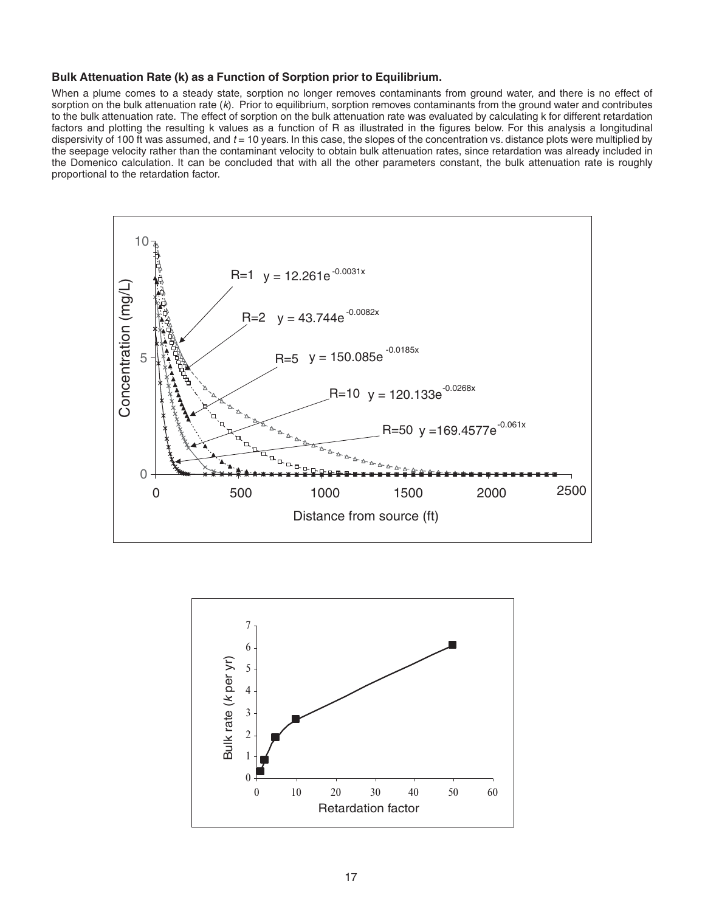**Bulk Attenuation Rate (k) as a Function of Sorption prior to Equilibrium.**

When a plume comes to a steady state, sorption no longer removes contaminants from ground water, and there is no effect of sorption on the bulk attenuation rate (*k*). Prior to equilibrium, sorption removes contaminants from the ground water and contributes to the bulk attenuation rate. The effect of sorption on the bulk attenuation rate was evaluated by calculating k for different retardation factors and plotting the resulting k values as a function of R as illustrated in the figures below. For this analysis a longitudinal dispersivity of 100 ft was assumed, and $t = 10$ years. In this case, the slopes of the concentration vs. distance plots were multiplied by the seepage velocity rather than the contaminant velocity to obtain bulk attenuation rates, since retardation was already included in the Domenico calculation. It can be concluded that with all the other parameters constant, the bulk attenuation rate is roughly proportional to the retardation factor.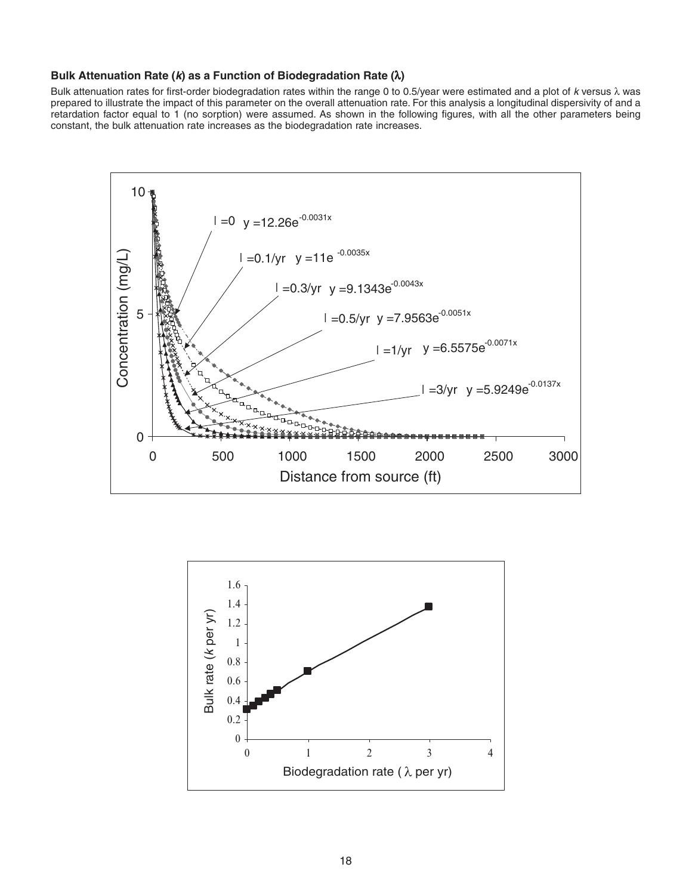### Bulk Attenuation Rate (*k*) as a Function of Biodegradation Rate (λ)

Bulk attenuation rates for first-order biodegradation rates within the range 0 to 0.5/year were estimated and a plot of *k* versus λ was prepared to illustrate the impact of this parameter on the overall attenuation rate. For this analysis a longitudinal dispersivity of and a retardation factor equal to 1 (no sorption) were assumed. As shown in the following figures, with all the other parameters being constant, the bulk attenuation rate increases as the biodegradation rate increases.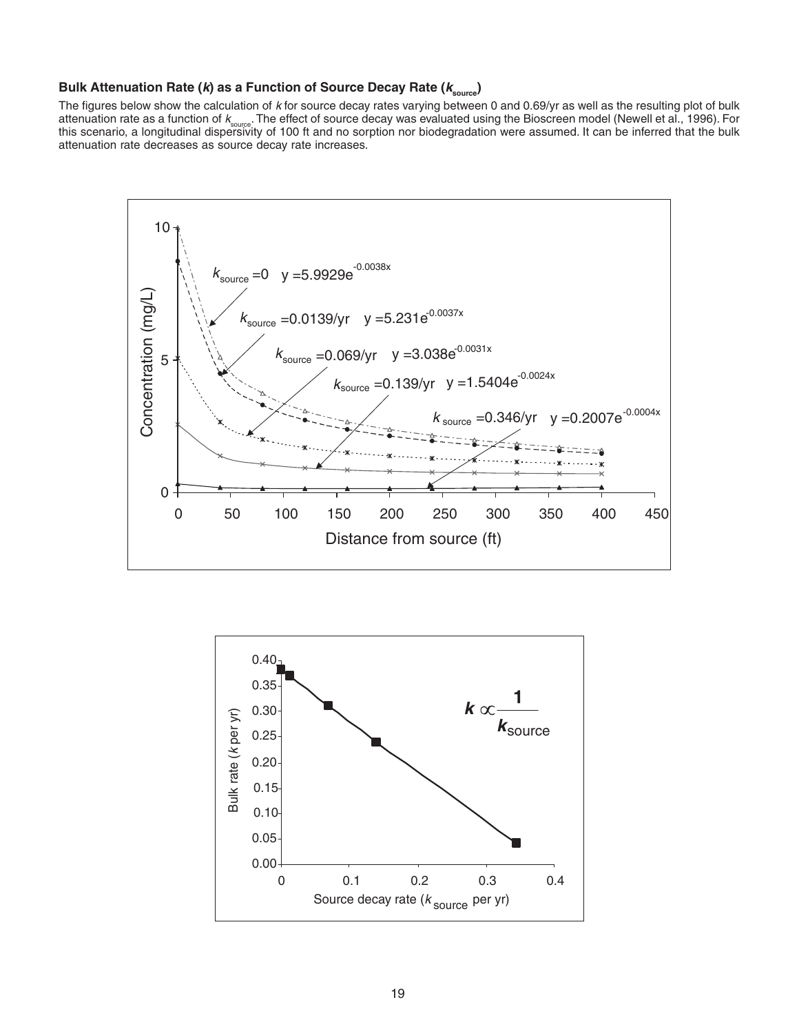### Bulk Attenuation Rate ($k$) as a Function of Source Decay Rate ($k_{source}$)

The figures below show the calculation of $k$ for source decay rates varying between 0 and 0.69/yr as well as the resulting plot of bulk attenuation rate as a function of $k_{source}$. The effect of source decay was evaluated using the Bioscreen model (Newell et al., 1996). For this scenario, a longitudinal dispersivity of 100 ft and no sorption nor biodegradation were assumed. It can be inferred that the bulk attenuation rate decreases as source decay rate increases.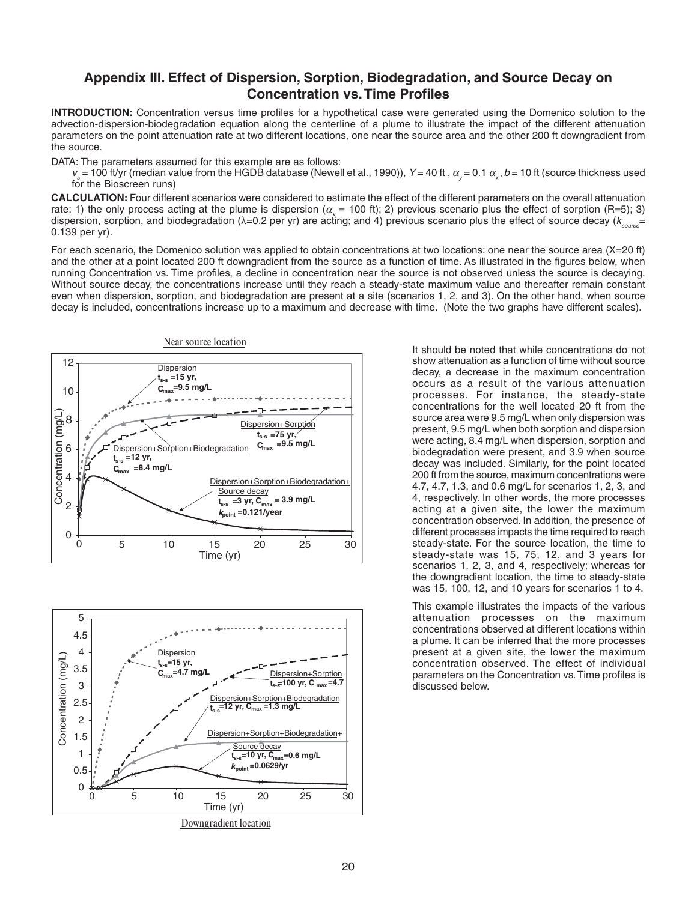## Appendix III. Effect of Dispersion, Sorption, Biodegradation, and Source Decay on Concentration vs. Time Profiles

**INTRODUCTION:** Concentration versus time profiles for a hypothetical case were generated using the Domenico solution to the advection-dispersion-biodegradation equation along the centerline of a plume to illustrate the impact of the different attenuation parameters on the point attenuation rate at two different locations, one near the source area and the other 200 ft downgradient from the source.

DATA: The parameters assumed for this example are as follows:

$v_s$ = 100 ft/yr (median value from the HGDB database (Newell et al., 1990)), $Y$ = 40 ft , $\alpha_y = 0.1\ \alpha_x$, $b$ = 10 ft (source thickness used for the Bioscreen runs)

**CALCULATION:** Four different scenarios were considered to estimate the effect of the different parameters on the overall attenuation rate: 1) the only process acting at the plume is dispersion ($\alpha_x$ = 100 ft); 2) previous scenario plus the effect of sorption (R=5); 3) dispersion, sorption, and biodegradation ($\lambda$=0.2 per yr) are acting; and 4) previous scenario plus the effect of source decay ($k_{source}$= 0.139 per yr).

For each scenario, the Domenico solution was applied to obtain concentrations at two locations: one near the source area (X=20 ft) and the other at a point located 200 ft downgradient from the source as a function of time. As illustrated in the figures below, when running Concentration vs. Time profiles, a decline in concentration near the source is not observed unless the source is decaying. Without source decay, the concentrations increase until they reach a steady-state maximum value and thereafter remain constant even when dispersion, sorption, and biodegradation are present at a site (scenarios 1, 2, and 3). On the other hand, when source decay is included, concentrations increase up to a maximum and decrease with time. (Note the two graphs have different scales).

Near source location

Downgradient location

It should be noted that while concentrations do not show attenuation as a function of time without source decay, a decrease in the maximum concentration occurs as a result of the various attenuation processes. For instance, the steady-state concentrations for the well located 20 ft from the source area were 9.5 mg/L when only dispersion was present, 9.5 mg/L when both sorption and dispersion were acting, 8.4 mg/L when dispersion, sorption and biodegradation were present, and 3.9 when source decay was included. Similarly, for the point located 200 ft from the source, maximum concentrations were 4.7, 4.7, 1.3, and 0.6 mg/L for scenarios 1, 2, 3, and 4, respectively. In other words, the more processes acting at a given site, the lower the maximum concentration observed. In addition, the presence of different processes impacts the time required to reach steady-state. For the source location, the time to steady-state was 15, 75, 12, and 3 years for scenarios 1, 2, 3, and 4, respectively; whereas for the downgradient location, the time to steady-state was 15, 100, 12, and 10 years for scenarios 1 to 4.

This example illustrates the impacts of the various attenuation processes on the maximum concentrations observed at different locations within a plume. It can be inferred that the more processes present at a given site, the lower the maximum concentration observed. The effect of individual parameters on the Concentration vs. Time profiles is discussed below.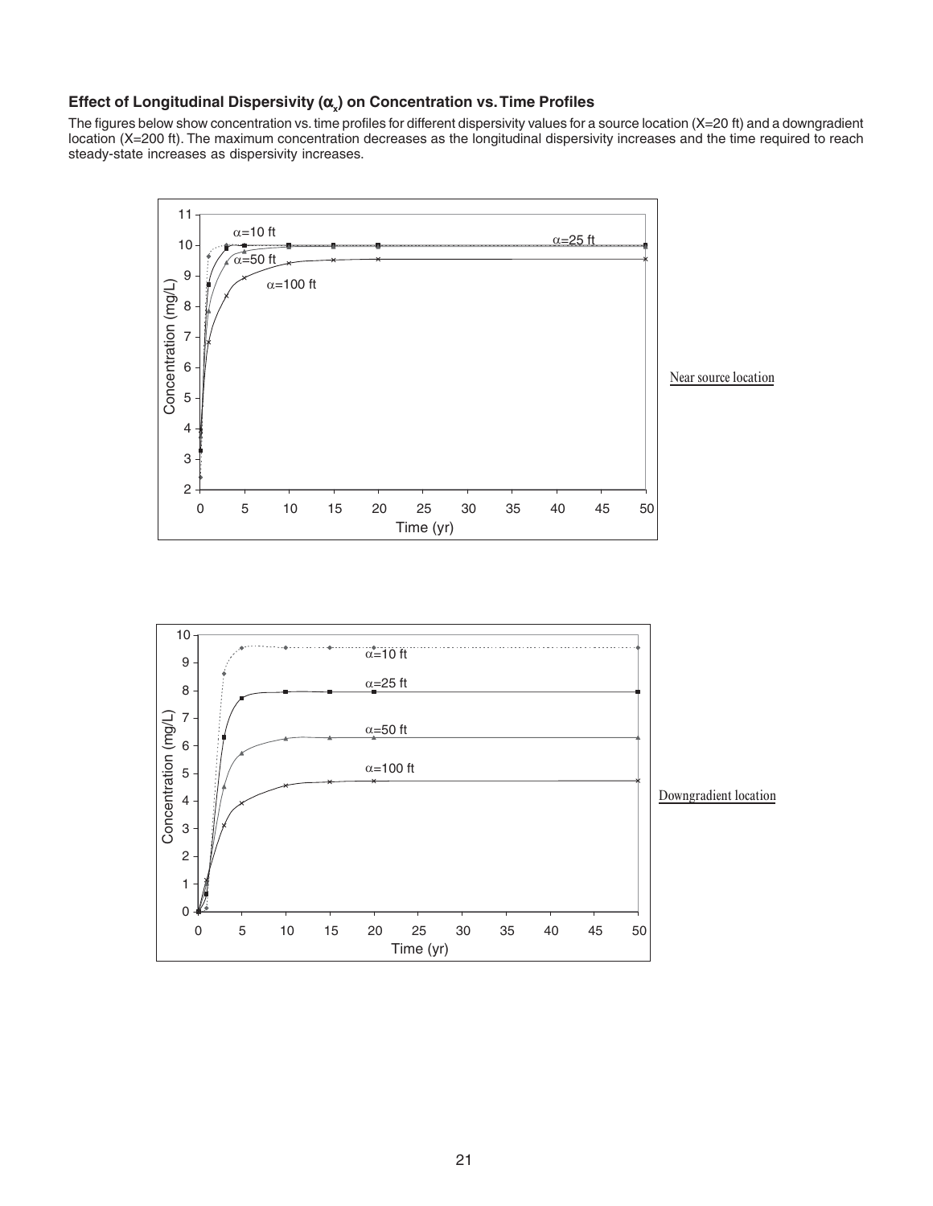### Effect of Longitudinal Dispersivity ($\alpha_x$) on Concentration vs. Time Profiles

The figures below show concentration vs. time profiles for different dispersivity values for a source location (X=20 ft) and a downgradient location (X=200 ft). The maximum concentration decreases as the longitudinal dispersivity increases and the time required to reach steady-state increases as dispersivity increases.

Near source location

Downgradient location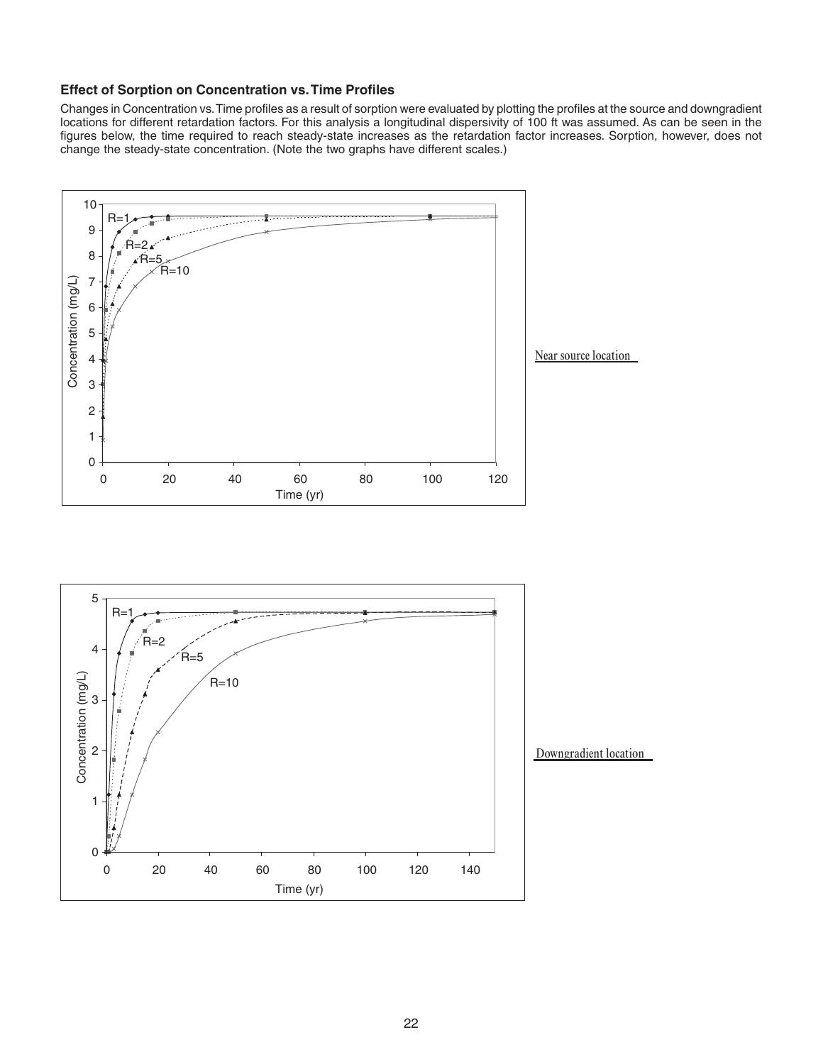### Effect of Sorption on Concentration vs. Time Profiles

Changes in Concentration vs. Time profiles as a result of sorption were evaluated by plotting the profiles at the source and downgradient locations for different retardation factors. For this analysis a longitudinal dispersivity of 100 ft was assumed. As can be seen in the figures below, the time required to reach steady-state increases as the retardation factor increases. Sorption, however, does not change the steady-state concentration. (Note the two graphs have different scales.)

Near source location

Downgradient location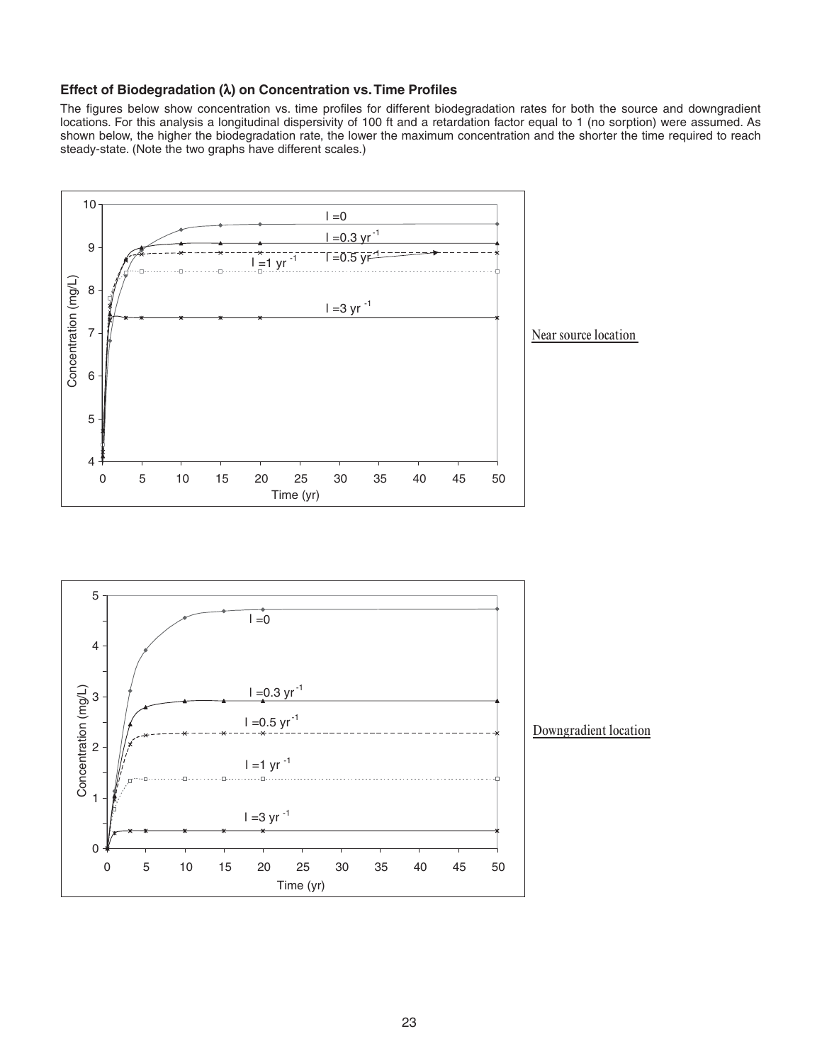### Effect of Biodegradation (λ) on Concentration vs. Time Profiles

The figures below show concentration vs. time profiles for different biodegradation rates for both the source and downgradient locations. For this analysis a longitudinal dispersivity of 100 ft and a retardation factor equal to 1 (no sorption) were assumed. As shown below, the higher the biodegradation rate, the lower the maximum concentration and the shorter the time required to reach steady-state. (Note the two graphs have different scales.)

Near source location

Downgradient location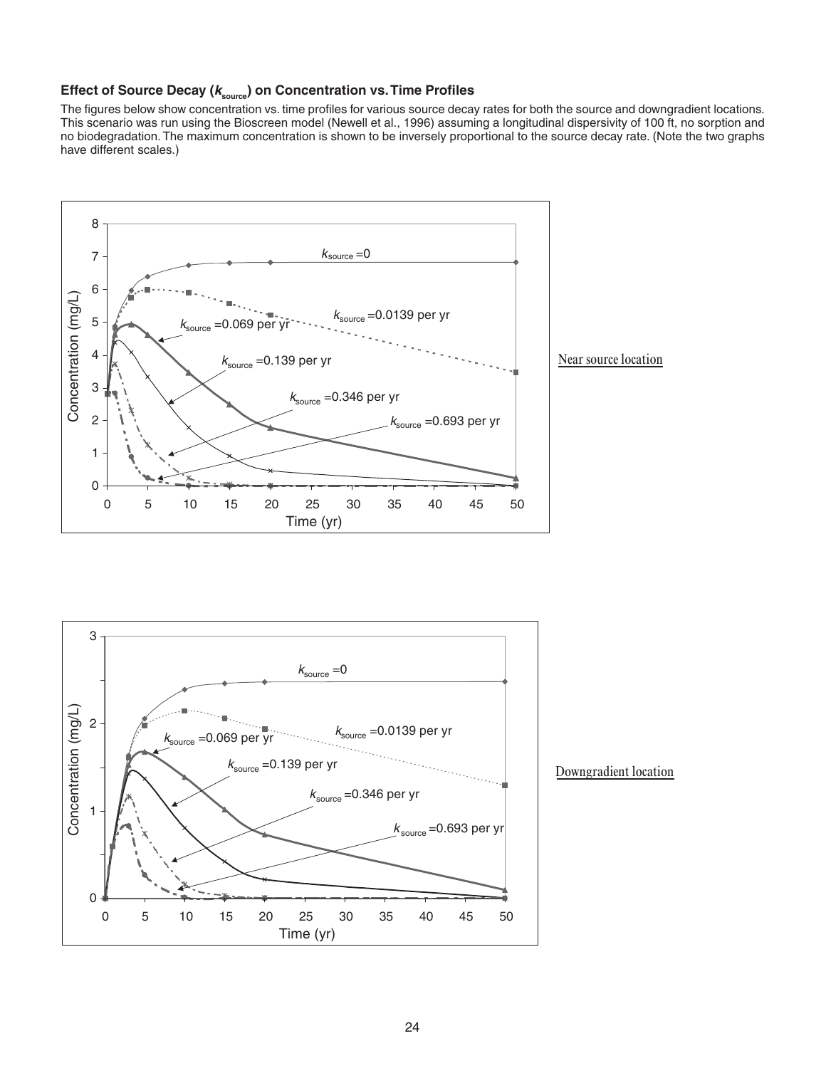### Effect of Source Decay ($k_{source}$) on Concentration vs. Time Profiles

The figures below show concentration vs. time profiles for various source decay rates for both the source and downgradient locations. This scenario was run using the Bioscreen model (Newell et al., 1996) assuming a longitudinal dispersivity of 100 ft, no sorption and no biodegradation. The maximum concentration is shown to be inversely proportional to the source decay rate. (Note the two graphs have different scales.)

Near source location

Downgradient location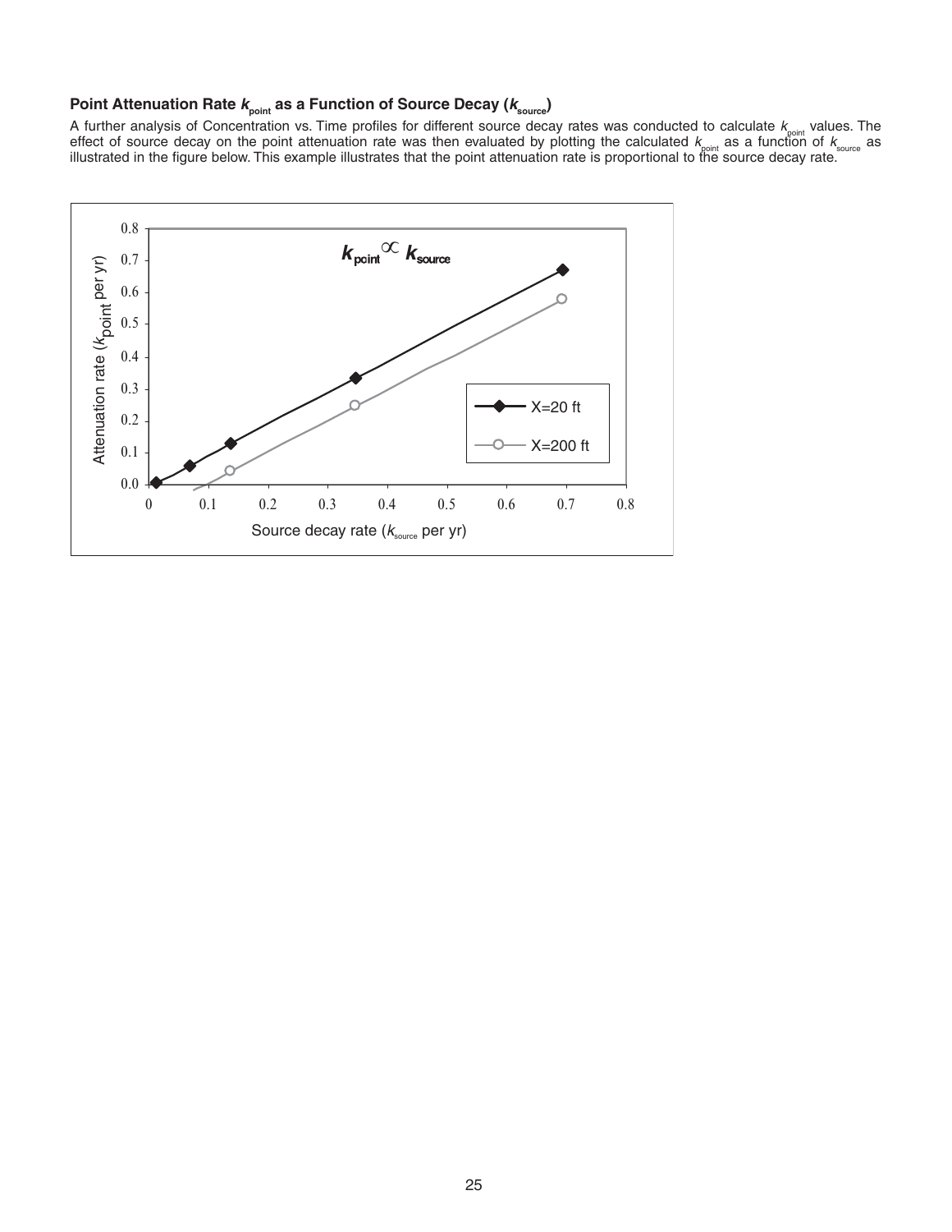### Point Attenuation Rate $k_{point}$ as a Function of Source Decay ($k_{source}$)

A further analysis of Concentration vs. Time profiles for different source decay rates was conducted to calculate $k_{point}$ values. The effect of source decay on the point attenuation rate was then evaluated by plotting the calculated $k_{point}$ as a function of $k_{source}$ as illustrated in the figure below. This example illustrates that the point attenuation rate is proportional to the source decay rate.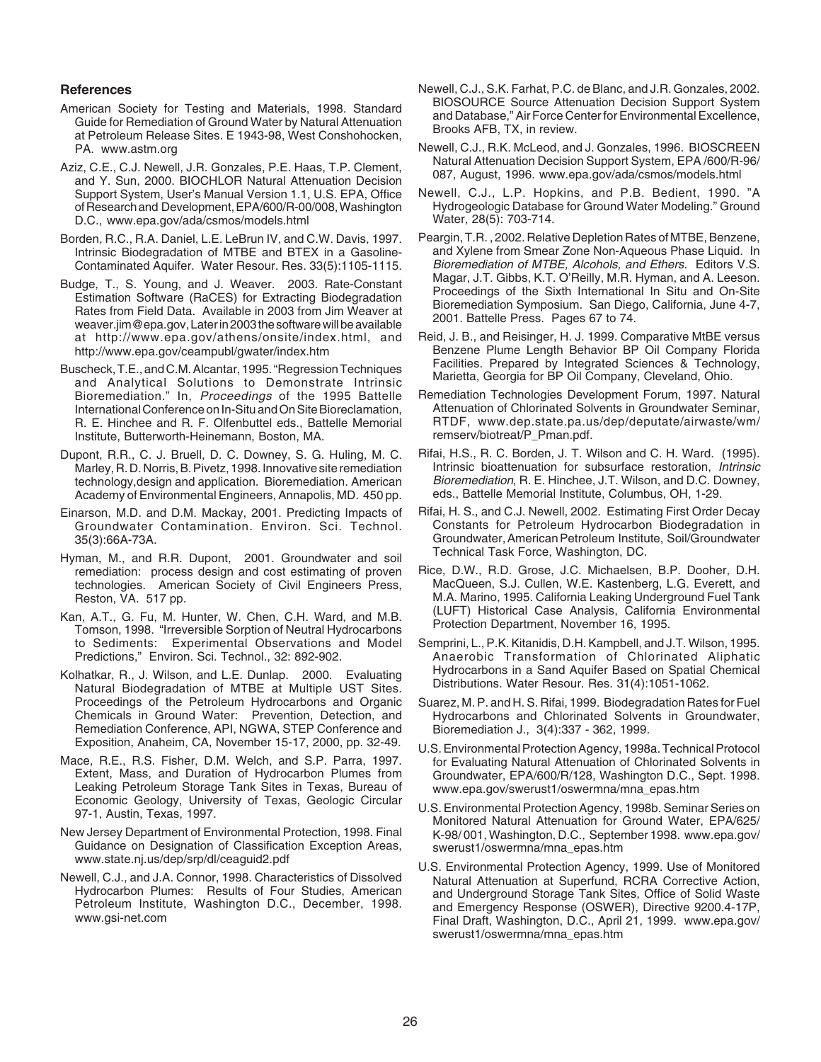### References

American Society for Testing and Materials, 1998. Standard Guide for Remediation of Ground Water by Natural Attenuation at Petroleum Release Sites. E 1943-98, West Conshohocken, PA. www.astm.org

Aziz, C.E., C.J. Newell, J.R. Gonzales, P.E. Haas, T.P. Clement, and Y. Sun, 2000. BIOCHLOR Natural Attenuation Decision Support System, User's Manual Version 1.1, U.S. EPA, Office of Research and Development, EPA/600/R-00/008, Washington D.C., www.epa.gov/ada/csmos/models.html

Borden, R.C., R.A. Daniel, L.E. LeBrun IV, and C.W. Davis, 1997. Intrinsic Biodegradation of MTBE and BTEX in a Gasoline-Contaminated Aquifer. Water Resour. Res. 33(5):1105-1115.

Budge, T., S. Young, and J. Weaver. 2003. Rate-Constant Estimation Software (RaCES) for Extracting Biodegradation Rates from Field Data. Available in 2003 from Jim Weaver at weaver.jim@epa.gov, Later in 2003 the software will be available at http://www.epa.gov/athens/onsite/index.html, and http://www.epa.gov/ceampubl/gwater/index.htm

Buscheck, T.E., and C.M. Alcantar, 1995. "Regression Techniques and Analytical Solutions to Demonstrate Intrinsic Bioremediation." In, *Proceedings* of the 1995 Battelle International Conference on In-Situ and On Site Bioreclamation, R. E. Hinchee and R. F. Olfenbuttel eds., Battelle Memorial Institute, Butterworth-Heinemann, Boston, MA.

Dupont, R.R., C. J. Bruell, D. C. Downey, S. G. Huling, M. C. Marley, R. D. Norris, B. Pivetz, 1998. Innovative site remediation technology,design and application. Bioremediation. American Academy of Environmental Engineers, Annapolis, MD. 450 pp.

Einarson, M.D. and D.M. Mackay, 2001. Predicting Impacts of Groundwater Contamination. Environ. Sci. Technol. 35(3):66A-73A.

Hyman, M., and R.R. Dupont, 2001. Groundwater and soil remediation: process design and cost estimating of proven technologies. American Society of Civil Engineers Press, Reston, VA. 517 pp.

Kan, A.T., G. Fu, M. Hunter, W. Chen, C.H. Ward, and M.B. Tomson, 1998. "Irreversible Sorption of Neutral Hydrocarbons to Sediments: Experimental Observations and Model Predictions," Environ. Sci. Technol., 32: 892-902.

Kolhatkar, R., J. Wilson, and L.E. Dunlap. 2000. Evaluating Natural Biodegradation of MTBE at Multiple UST Sites. Proceedings of the Petroleum Hydrocarbons and Organic Chemicals in Ground Water: Prevention, Detection, and Remediation Conference, API, NGWA, STEP Conference and Exposition, Anaheim, CA, November 15-17, 2000, pp. 32-49.

Mace, R.E., R.S. Fisher, D.M. Welch, and S.P. Parra, 1997. Extent, Mass, and Duration of Hydrocarbon Plumes from Leaking Petroleum Storage Tank Sites in Texas, Bureau of Economic Geology, University of Texas, Geologic Circular 97-1, Austin, Texas, 1997.

New Jersey Department of Environmental Protection, 1998. Final Guidance on Designation of Classification Exception Areas, www.state.nj.us/dep/srp/dl/ceaguid2.pdf

Newell, C.J., and J.A. Connor, 1998. Characteristics of Dissolved Hydrocarbon Plumes: Results of Four Studies, American Petroleum Institute, Washington D.C., December, 1998. www.gsi-net.com

Newell, C.J., S.K. Farhat, P.C. de Blanc, and J.R. Gonzales, 2002. BIOSOURCE Source Attenuation Decision Support System and Database," Air Force Center for Environmental Excellence, Brooks AFB, TX, in review.

Newell, C.J., R.K. McLeod, and J. Gonzales, 1996. BIOSCREEN Natural Attenuation Decision Support System, EPA /600/R-96/087, August, 1996. www.epa.gov/ada/csmos/models.html

Newell, C.J., L.P. Hopkins, and P.B. Bedient, 1990. "A Hydrogeologic Database for Ground Water Modeling." Ground Water, 28(5): 703-714.

Peargin, T.R. , 2002. Relative Depletion Rates of MTBE, Benzene, and Xylene from Smear Zone Non-Aqueous Phase Liquid. In *Bioremediation of MTBE, Alcohols, and Ethers.* Editors V.S. Magar, J.T. Gibbs, K.T. O'Reilly, M.R. Hyman, and A. Leeson. Proceedings of the Sixth International In Situ and On-Site Bioremediation Symposium. San Diego, California, June 4-7, 2001. Battelle Press. Pages 67 to 74.

Reid, J. B., and Reisinger, H. J. 1999. Comparative MtBE versus Benzene Plume Length Behavior BP Oil Company Florida Facilities. Prepared by Integrated Sciences & Technology, Marietta, Georgia for BP Oil Company, Cleveland, Ohio.

Remediation Technologies Development Forum, 1997. Natural Attenuation of Chlorinated Solvents in Groundwater Seminar, RTDF, www.dep.state.pa.us/dep/deputate/airwaste/wm/remserv/biotreat/P_Pman.pdf.

Rifai, H.S., R. C. Borden, J. T. Wilson and C. H. Ward. (1995). Intrinsic bioattenuation for subsurface restoration, *Intrinsic Bioremediation*, R. E. Hinchee, J.T. Wilson, and D.C. Downey, eds., Battelle Memorial Institute, Columbus, OH, 1-29.

Rifai, H. S., and C.J. Newell, 2002. Estimating First Order Decay Constants for Petroleum Hydrocarbon Biodegradation in Groundwater, American Petroleum Institute, Soil/Groundwater Technical Task Force, Washington, DC.

Rice, D.W., R.D. Grose, J.C. Michaelsen, B.P. Dooher, D.H. MacQueen, S.J. Cullen, W.E. Kastenberg, L.G. Everett, and M.A. Marino, 1995. California Leaking Underground Fuel Tank (LUFT) Historical Case Analysis, California Environmental Protection Department, November 16, 1995.

Semprini, L., P.K. Kitanidis, D.H. Kampbell, and J.T. Wilson, 1995. Anaerobic Transformation of Chlorinated Aliphatic Hydrocarbons in a Sand Aquifer Based on Spatial Chemical Distributions. Water Resour. Res. 31(4):1051-1062.

Suarez, M. P. and H. S. Rifai, 1999. Biodegradation Rates for Fuel Hydrocarbons and Chlorinated Solvents in Groundwater, Bioremediation J., 3(4):337 - 362, 1999.

U.S. Environmental Protection Agency, 1998a. Technical Protocol for Evaluating Natural Attenuation of Chlorinated Solvents in Groundwater, EPA/600/R/128, Washington D.C., Sept. 1998. www.epa.gov/swerust1/oswermna/mna_epas.htm

U.S. Environmental Protection Agency, 1998b. Seminar Series on Monitored Natural Attenuation for Ground Water, EPA/625/K-98/ 001, Washington, D.C., September 1998. www.epa.gov/swerust1/oswermna/mna_epas.htm

U.S. Environmental Protection Agency, 1999. Use of Monitored Natural Attenuation at Superfund, RCRA Corrective Action, and Underground Storage Tank Sites, Office of Solid Waste and Emergency Response (OSWER), Directive 9200.4-17P, Final Draft, Washington, D.C., April 21, 1999. www.epa.gov/swerust1/oswermna/mna_epas.htm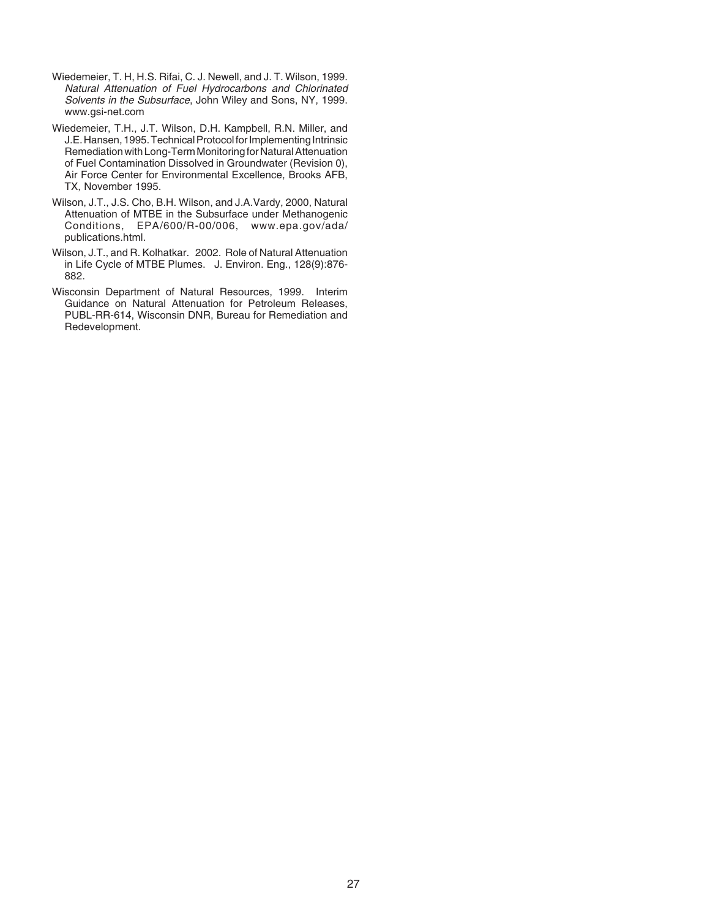Wiedemeier, T. H, H.S. Rifai, C. J. Newell, and J. T. Wilson, 1999. *Natural Attenuation of Fuel Hydrocarbons and Chlorinated Solvents in the Subsurface*, John Wiley and Sons, NY, 1999. www.gsi-net.com

Wiedemeier, T.H., J.T. Wilson, D.H. Kampbell, R.N. Miller, and J.E. Hansen, 1995. Technical Protocol for Implementing Intrinsic Remediation with Long-Term Monitoring for Natural Attenuation of Fuel Contamination Dissolved in Groundwater (Revision 0), Air Force Center for Environmental Excellence, Brooks AFB, TX, November 1995.

Wilson, J.T., J.S. Cho, B.H. Wilson, and J.A.Vardy, 2000, Natural Attenuation of MTBE in the Subsurface under Methanogenic Conditions, EPA/600/R-00/006, www.epa.gov/ada/publications.html.

Wilson, J.T., and R. Kolhatkar. 2002. Role of Natural Attenuation in Life Cycle of MTBE Plumes. J. Environ. Eng., 128(9):876-882.

Wisconsin Department of Natural Resources, 1999. Interim Guidance on Natural Attenuation for Petroleum Releases, PUBL-RR-614, Wisconsin DNR, Bureau for Remediation and Redevelopment.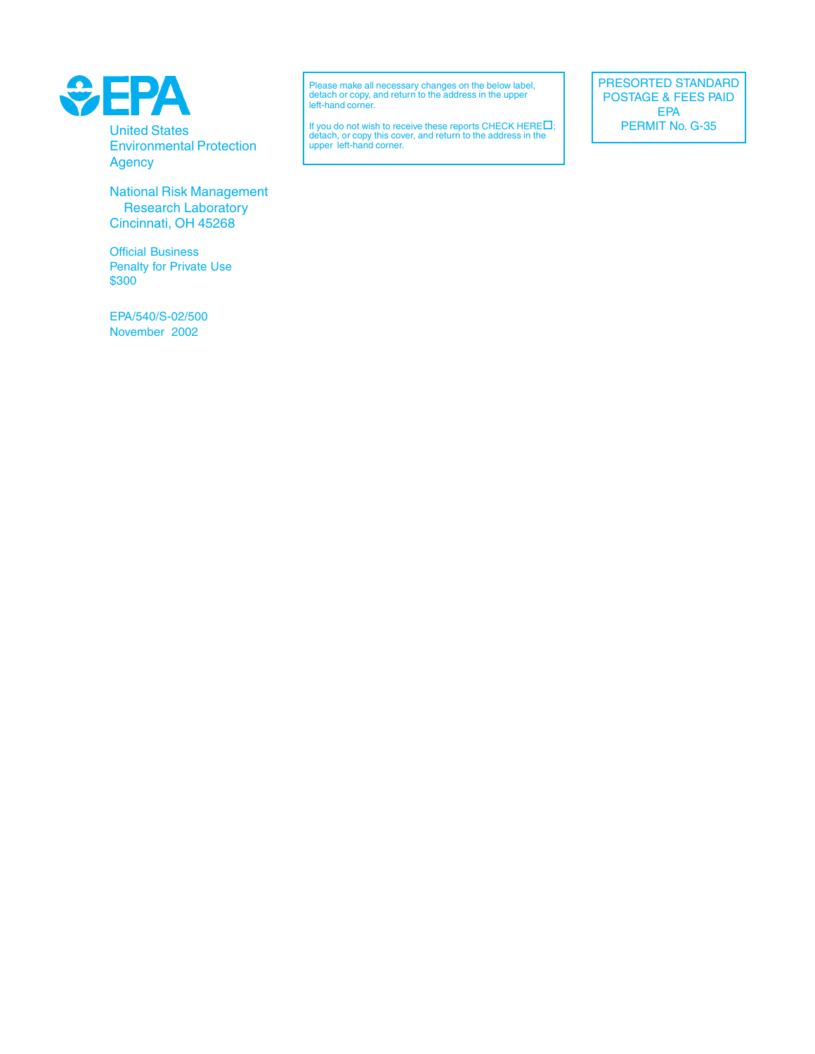EPA

United States
Environmental Protection
Agency

National Risk Management
Research Laboratory
Cincinnati, OH 45268

Official Business
Penalty for Private Use
$300

EPA/540/S-02/500
November 2002

Please make all necessary changes on the below label, detach or copy, and return to the address in the upper left-hand corner.

If you do not wish to receive these reports CHECK HERE ☐; detach, or copy this cover, and return to the address in the upper left-hand corner.

PRESORTED STANDARD
POSTAGE & FEES PAID
EPA
PERMIT No. G-35